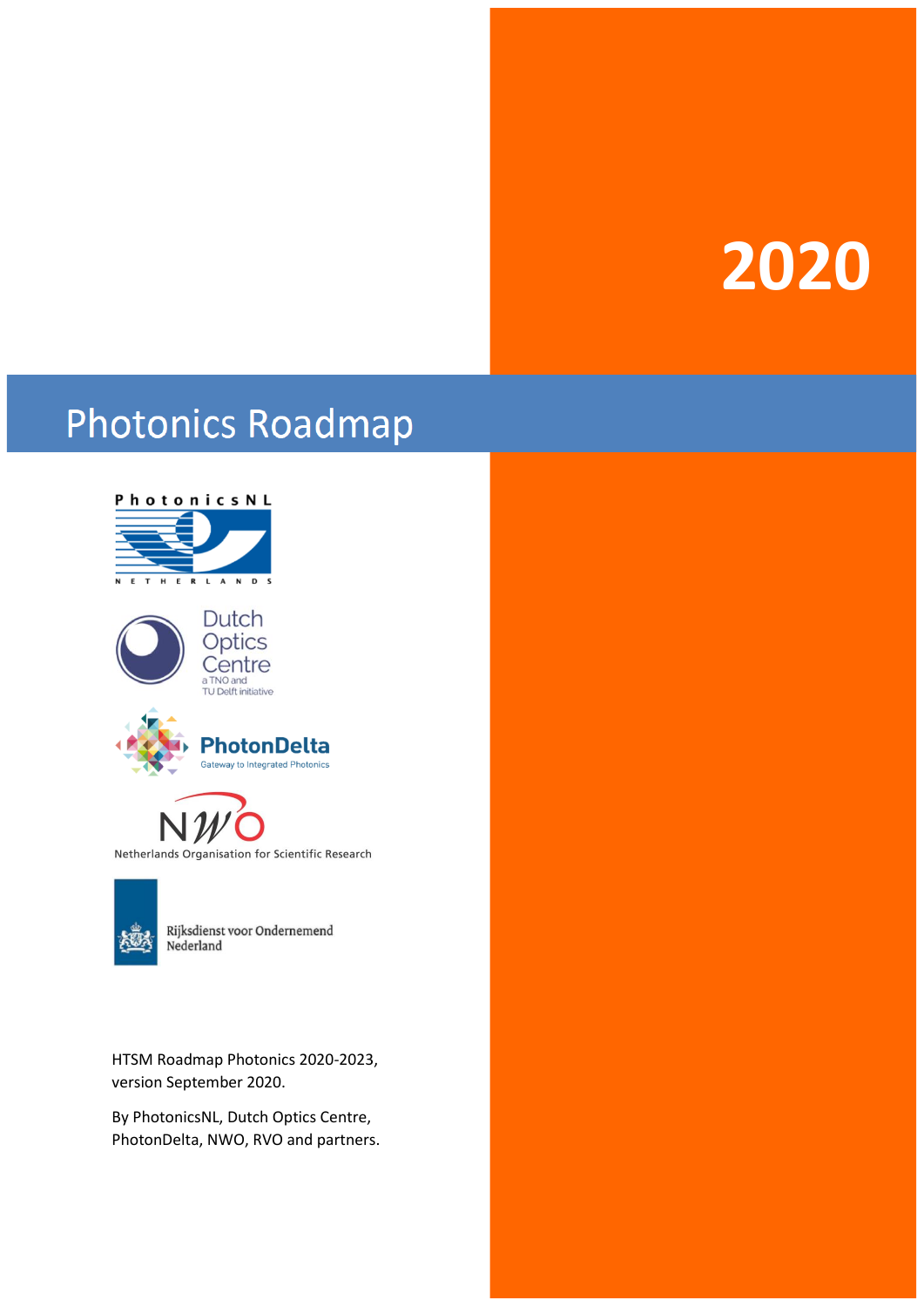2020

# Photonics Roadmap

PhotonicsNL NETHERLANDS

Dutch Optics Centre
a TNO and TU Delft initiative

PhotonDelta
Gateway to Integrated Photonics

NWO
Netherlands Organisation for Scientific Research

Rijksdienst voor Ondernemend Nederland

HTSM Roadmap Photonics 2020-2023, version September 2020.

By PhotonicsNL, Dutch Optics Centre, PhotonDelta, NWO, RVO and partners.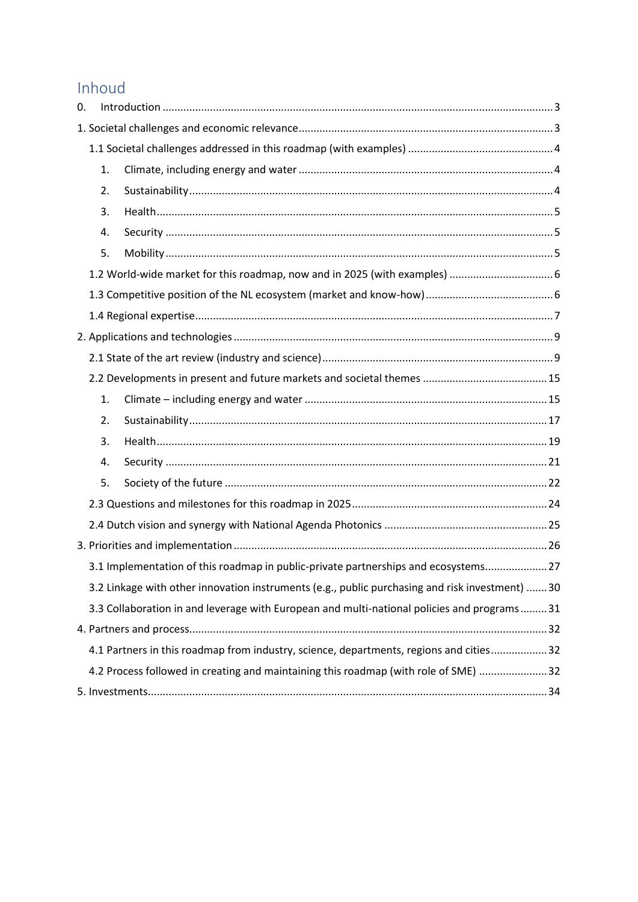# Inhoud

0. Introduction ..... 3

1. Societal challenges and economic relevance ..... 3

   1.1 Societal challenges addressed in this roadmap (with examples) ..... 4

   1. Climate, including energy and water ..... 4
   2. Sustainability ..... 4
   3. Health ..... 5
   4. Security ..... 5
   5. Mobility ..... 5

   1.2 World-wide market for this roadmap, now and in 2025 (with examples) ..... 6

   1.3 Competitive position of the NL ecosystem (market and know-how) ..... 6

   1.4 Regional expertise ..... 7

2. Applications and technologies ..... 9

   2.1 State of the art review (industry and science) ..... 9

   2.2 Developments in present and future markets and societal themes ..... 15

   1. Climate – including energy and water ..... 15
   2. Sustainability ..... 17
   3. Health ..... 19
   4. Security ..... 21
   5. Society of the future ..... 22

   2.3 Questions and milestones for this roadmap in 2025 ..... 24

   2.4 Dutch vision and synergy with National Agenda Photonics ..... 25

3. Priorities and implementation ..... 26

   3.1 Implementation of this roadmap in public-private partnerships and ecosystems ..... 27

   3.2 Linkage with other innovation instruments (e.g., public purchasing and risk investment) ..... 30

   3.3 Collaboration in and leverage with European and multi-national policies and programs ..... 31

4. Partners and process ..... 32

   4.1 Partners in this roadmap from industry, science, departments, regions and cities ..... 32

   4.2 Process followed in creating and maintaining this roadmap (with role of SME) ..... 32

5. Investments ..... 34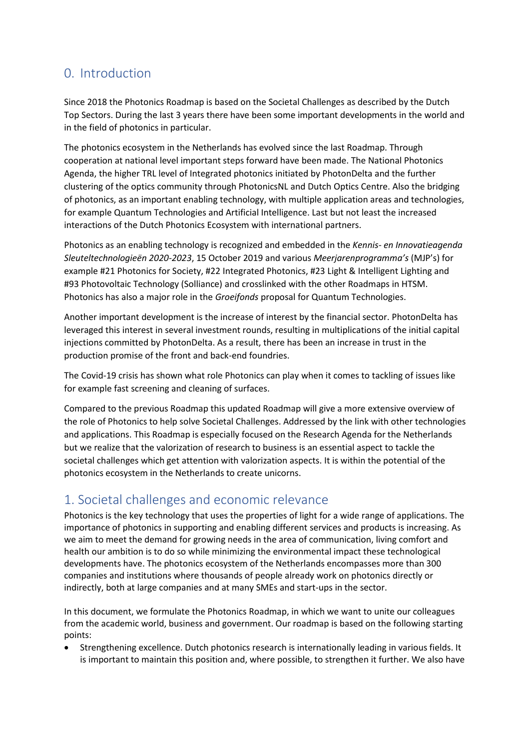## 0. Introduction

Since 2018 the Photonics Roadmap is based on the Societal Challenges as described by the Dutch Top Sectors. During the last 3 years there have been some important developments in the world and in the field of photonics in particular.

The photonics ecosystem in the Netherlands has evolved since the last Roadmap. Through cooperation at national level important steps forward have been made. The National Photonics Agenda, the higher TRL level of Integrated photonics initiated by PhotonDelta and the further clustering of the optics community through PhotonicsNL and Dutch Optics Centre. Also the bridging of photonics, as an important enabling technology, with multiple application areas and technologies, for example Quantum Technologies and Artificial Intelligence. Last but not least the increased interactions of the Dutch Photonics Ecosystem with international partners.

Photonics as an enabling technology is recognized and embedded in the *Kennis- en Innovatieagenda Sleuteltechnologieën 2020-2023*, 15 October 2019 and various *Meerjarenprogramma's* (MJP's) for example #21 Photonics for Society, #22 Integrated Photonics, #23 Light & Intelligent Lighting and #93 Photovoltaic Technology (Solliance) and crosslinked with the other Roadmaps in HTSM. Photonics has also a major role in the *Groeifonds* proposal for Quantum Technologies.

Another important development is the increase of interest by the financial sector. PhotonDelta has leveraged this interest in several investment rounds, resulting in multiplications of the initial capital injections committed by PhotonDelta. As a result, there has been an increase in trust in the production promise of the front and back-end foundries.

The Covid-19 crisis has shown what role Photonics can play when it comes to tackling of issues like for example fast screening and cleaning of surfaces.

Compared to the previous Roadmap this updated Roadmap will give a more extensive overview of the role of Photonics to help solve Societal Challenges. Addressed by the link with other technologies and applications. This Roadmap is especially focused on the Research Agenda for the Netherlands but we realize that the valorization of research to business is an essential aspect to tackle the societal challenges which get attention with valorization aspects. It is within the potential of the photonics ecosystem in the Netherlands to create unicorns.

## 1. Societal challenges and economic relevance

Photonics is the key technology that uses the properties of light for a wide range of applications. The importance of photonics in supporting and enabling different services and products is increasing. As we aim to meet the demand for growing needs in the area of communication, living comfort and health our ambition is to do so while minimizing the environmental impact these technological developments have. The photonics ecosystem of the Netherlands encompasses more than 300 companies and institutions where thousands of people already work on photonics directly or indirectly, both at large companies and at many SMEs and start-ups in the sector.

In this document, we formulate the Photonics Roadmap, in which we want to unite our colleagues from the academic world, business and government. Our roadmap is based on the following starting points:

- Strengthening excellence. Dutch photonics research is internationally leading in various fields. It is important to maintain this position and, where possible, to strengthen it further. We also have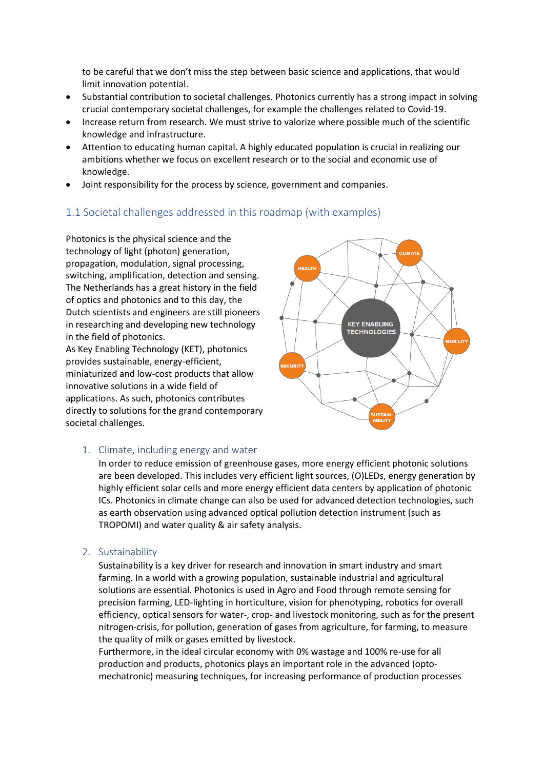to be careful that we don't miss the step between basic science and applications, that would limit innovation potential.

- Substantial contribution to societal challenges. Photonics currently has a strong impact in solving crucial contemporary societal challenges, for example the challenges related to Covid-19.
- Increase return from research. We must strive to valorize where possible much of the scientific knowledge and infrastructure.
- Attention to educating human capital. A highly educated population is crucial in realizing our ambitions whether we focus on excellent research or to the social and economic use of knowledge.
- Joint responsibility for the process by science, government and companies.

## 1.1 Societal challenges addressed in this roadmap (with examples)

Photonics is the physical science and the technology of light (photon) generation, propagation, modulation, signal processing, switching, amplification, detection and sensing. The Netherlands has a great history in the field of optics and photonics and to this day, the Dutch scientists and engineers are still pioneers in researching and developing new technology in the field of photonics.
As Key Enabling Technology (KET), photonics provides sustainable, energy-efficient, miniaturized and low-cost products that allow innovative solutions in a wide field of applications. As such, photonics contributes directly to solutions for the grand contemporary societal challenges.

1. Climate, including energy and water

   In order to reduce emission of greenhouse gases, more energy efficient photonic solutions are been developed. This includes very efficient light sources, (O)LEDs, energy generation by highly efficient solar cells and more energy efficient data centers by application of photonic ICs. Photonics in climate change can also be used for advanced detection technologies, such as earth observation using advanced optical pollution detection instrument (such as TROPOMI) and water quality & air safety analysis.

2. Sustainability

   Sustainability is a key driver for research and innovation in smart industry and smart farming. In a world with a growing population, sustainable industrial and agricultural solutions are essential. Photonics is used in Agro and Food through remote sensing for precision farming, LED-lighting in horticulture, vision for phenotyping, robotics for overall efficiency, optical sensors for water-, crop- and livestock monitoring, such as for the present nitrogen-crisis, for pollution, generation of gases from agriculture, for farming, to measure the quality of milk or gases emitted by livestock.
   Furthermore, in the ideal circular economy with 0% wastage and 100% re-use for all production and products, photonics plays an important role in the advanced (opto-mechatronic) measuring techniques, for increasing performance of production processes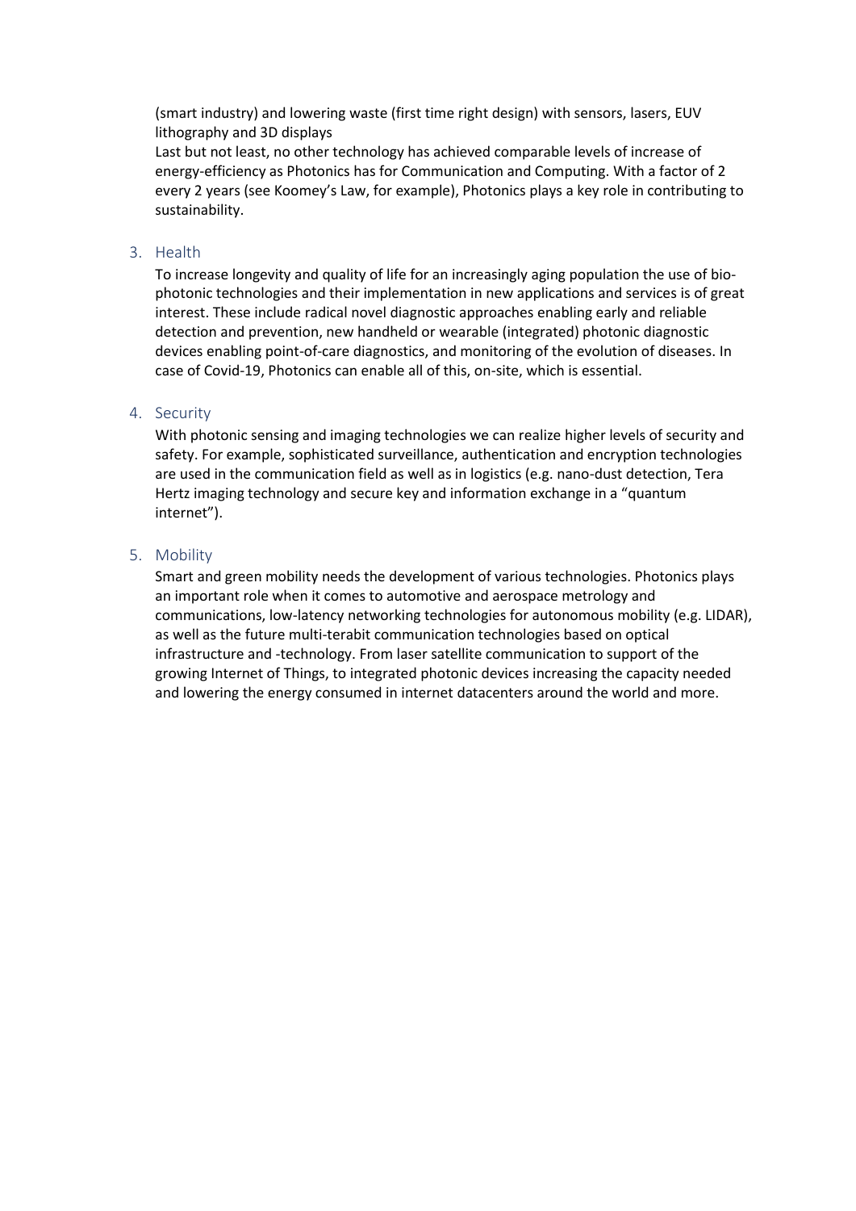(smart industry) and lowering waste (first time right design) with sensors, lasers, EUV lithography and 3D displays

Last but not least, no other technology has achieved comparable levels of increase of energy-efficiency as Photonics has for Communication and Computing. With a factor of 2 every 2 years (see Koomey's Law, for example), Photonics plays a key role in contributing to sustainability.

## 3. Health

To increase longevity and quality of life for an increasingly aging population the use of bio-photonic technologies and their implementation in new applications and services is of great interest. These include radical novel diagnostic approaches enabling early and reliable detection and prevention, new handheld or wearable (integrated) photonic diagnostic devices enabling point-of-care diagnostics, and monitoring of the evolution of diseases. In case of Covid-19, Photonics can enable all of this, on-site, which is essential.

## 4. Security

With photonic sensing and imaging technologies we can realize higher levels of security and safety. For example, sophisticated surveillance, authentication and encryption technologies are used in the communication field as well as in logistics (e.g. nano-dust detection, Tera Hertz imaging technology and secure key and information exchange in a "quantum internet").

## 5. Mobility

Smart and green mobility needs the development of various technologies. Photonics plays an important role when it comes to automotive and aerospace metrology and communications, low-latency networking technologies for autonomous mobility (e.g. LIDAR), as well as the future multi-terabit communication technologies based on optical infrastructure and -technology. From laser satellite communication to support of the growing Internet of Things, to integrated photonic devices increasing the capacity needed and lowering the energy consumed in internet datacenters around the world and more.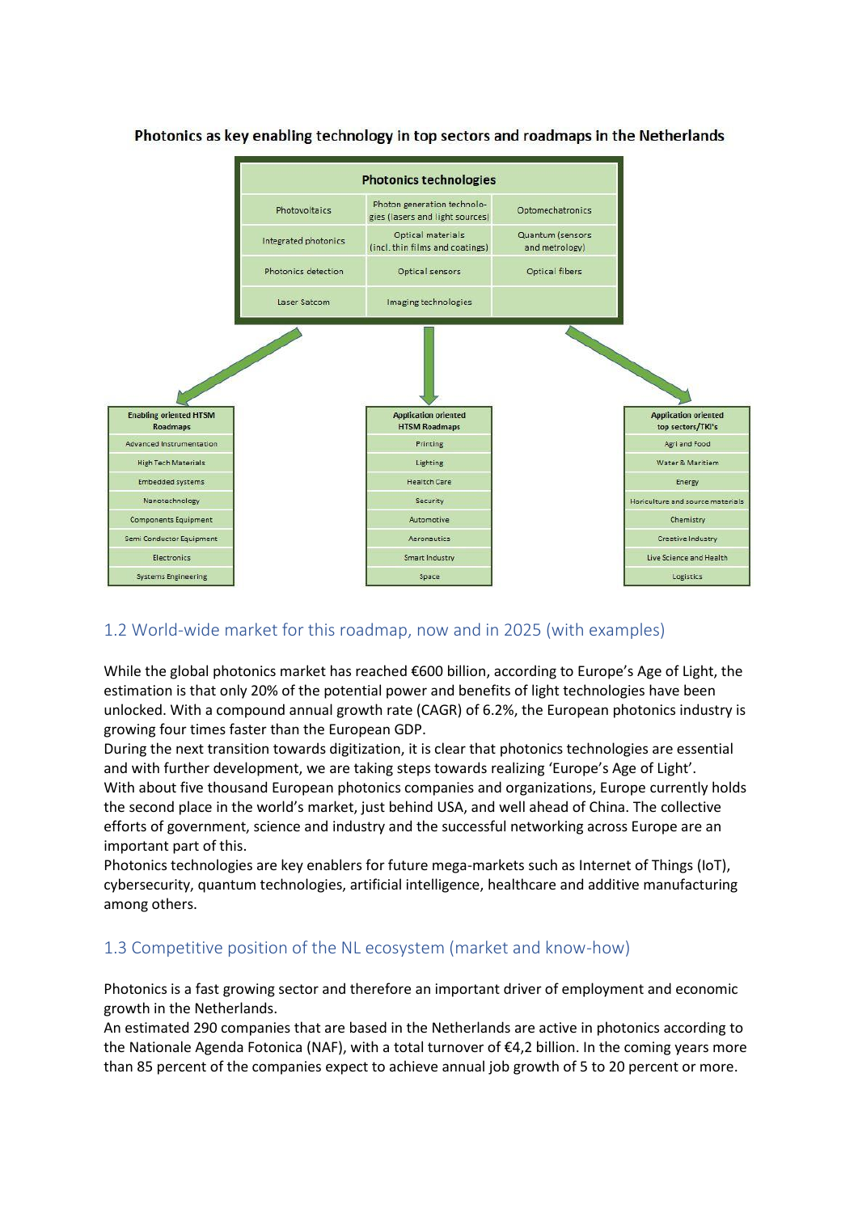**Photonics as key enabling technology in top sectors and roadmaps in the Netherlands**

| Photonics technologies | | |
|---|---|---|
| Photovoltaics | Photon generation technologies (lasers and light sources) | Optomechatronics |
| Integrated photonics | Optical materials (incl. thin films and coatings) | Quantum (sensors and metrology) |
| Photonics detection | Optical sensors | Optical fibers |
| Laser Satcom | Imaging technologies | |

| Enabling oriented HTSM Roadmaps | Application oriented HTSM Roadmaps | Application oriented top sectors/TKI's |
|---|---|---|
| Advanced Instrumentation | Printing | Agri and Food |
| High Tech Materials | Lighting | Water & Maritiem |
| Embedded systems | Health Care | Energy |
| Nanotechnology | Security | Horiculture and source materials |
| Components Equipment | Automotive | Chemistry |
| Semi Conductor Equipment | Aeronautics | Creative Industry |
| Electronics | Smart Industry | Live Science and Health |
| Systems Engineering | Space | Logistics |

## 1.2 World-wide market for this roadmap, now and in 2025 (with examples)

While the global photonics market has reached €600 billion, according to Europe's Age of Light, the estimation is that only 20% of the potential power and benefits of light technologies have been unlocked. With a compound annual growth rate (CAGR) of 6.2%, the European photonics industry is growing four times faster than the European GDP.
During the next transition towards digitization, it is clear that photonics technologies are essential and with further development, we are taking steps towards realizing 'Europe's Age of Light'.
With about five thousand European photonics companies and organizations, Europe currently holds the second place in the world's market, just behind USA, and well ahead of China. The collective efforts of government, science and industry and the successful networking across Europe are an important part of this.
Photonics technologies are key enablers for future mega-markets such as Internet of Things (IoT), cybersecurity, quantum technologies, artificial intelligence, healthcare and additive manufacturing among others.

## 1.3 Competitive position of the NL ecosystem (market and know-how)

Photonics is a fast growing sector and therefore an important driver of employment and economic growth in the Netherlands.
An estimated 290 companies that are based in the Netherlands are active in photonics according to the Nationale Agenda Fotonica (NAF), with a total turnover of €4,2 billion. In the coming years more than 85 percent of the companies expect to achieve annual job growth of 5 to 20 percent or more.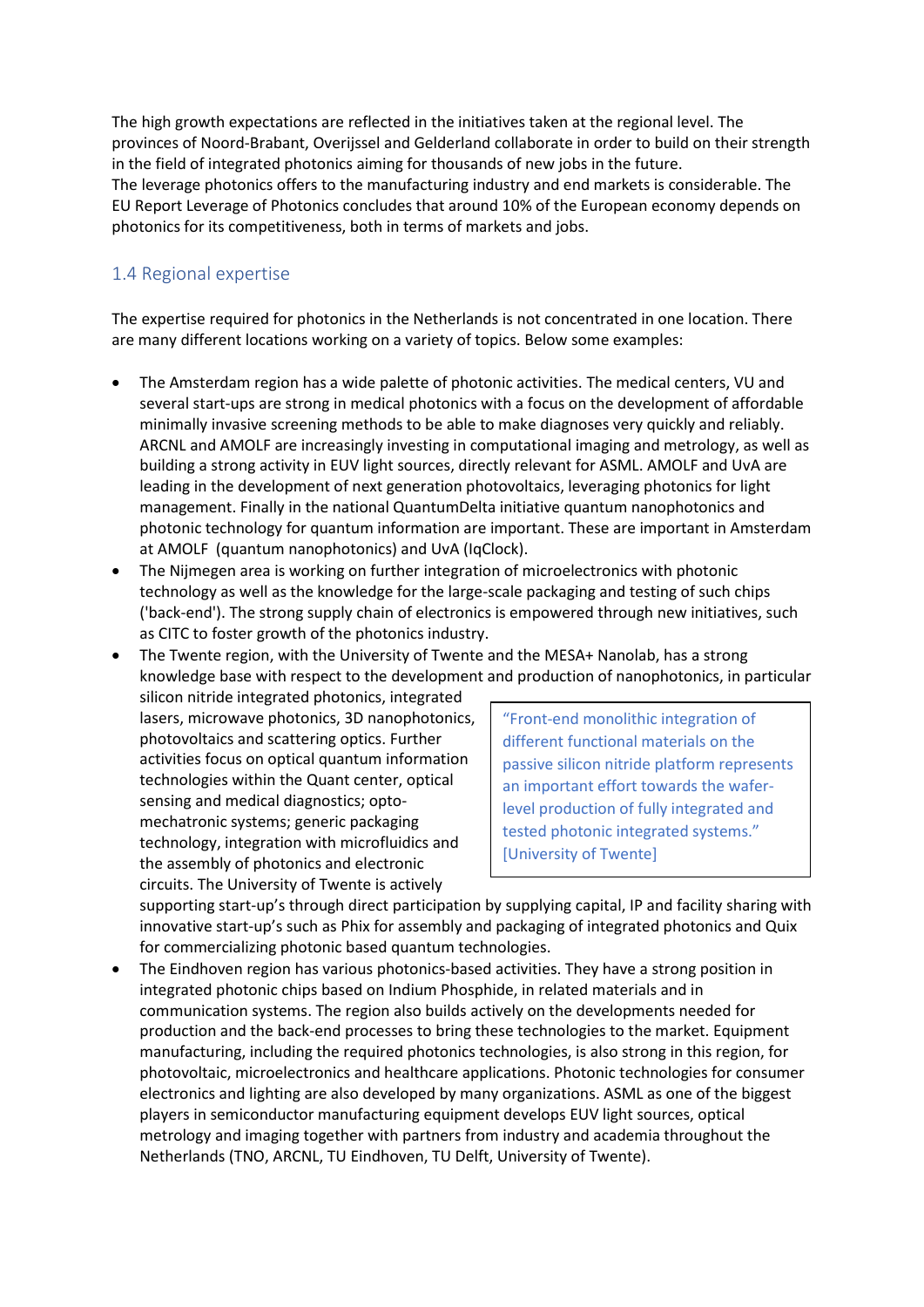The high growth expectations are reflected in the initiatives taken at the regional level. The provinces of Noord-Brabant, Overijssel and Gelderland collaborate in order to build on their strength in the field of integrated photonics aiming for thousands of new jobs in the future.
The leverage photonics offers to the manufacturing industry and end markets is considerable. The EU Report Leverage of Photonics concludes that around 10% of the European economy depends on photonics for its competitiveness, both in terms of markets and jobs.

## 1.4 Regional expertise

The expertise required for photonics in the Netherlands is not concentrated in one location. There are many different locations working on a variety of topics. Below some examples:

- The Amsterdam region has a wide palette of photonic activities. The medical centers, VU and several start-ups are strong in medical photonics with a focus on the development of affordable minimally invasive screening methods to be able to make diagnoses very quickly and reliably. ARCNL and AMOLF are increasingly investing in computational imaging and metrology, as well as building a strong activity in EUV light sources, directly relevant for ASML. AMOLF and UvA are leading in the development of next generation photovoltaics, leveraging photonics for light management. Finally in the national QuantumDelta initiative quantum nanophotonics and photonic technology for quantum information are important. These are important in Amsterdam at AMOLF (quantum nanophotonics) and UvA (IqClock).
- The Nijmegen area is working on further integration of microelectronics with photonic technology as well as the knowledge for the large-scale packaging and testing of such chips ('back-end'). The strong supply chain of electronics is empowered through new initiatives, such as CITC to foster growth of the photonics industry.
- The Twente region, with the University of Twente and the MESA+ Nanolab, has a strong knowledge base with respect to the development and production of nanophotonics, in particular silicon nitride integrated photonics, integrated lasers, microwave photonics, 3D nanophotonics, photovoltaics and scattering optics. Further activities focus on optical quantum information technologies within the Quant center, optical sensing and medical diagnostics; opto-mechatronic systems; generic packaging technology, integration with microfluidics and the assembly of photonics and electronic circuits. The University of Twente is actively supporting start-up's through direct participation by supplying capital, IP and facility sharing with innovative start-up's such as Phix for assembly and packaging of integrated photonics and Quix for commercializing photonic based quantum technologies.

> "Front-end monolithic integration of different functional materials on the passive silicon nitride platform represents an important effort towards the wafer-level production of fully integrated and tested photonic integrated systems." [University of Twente]

- The Eindhoven region has various photonics-based activities. They have a strong position in integrated photonic chips based on Indium Phosphide, in related materials and in communication systems. The region also builds actively on the developments needed for production and the back-end processes to bring these technologies to the market. Equipment manufacturing, including the required photonics technologies, is also strong in this region, for photovoltaic, microelectronics and healthcare applications. Photonic technologies for consumer electronics and lighting are also developed by many organizations. ASML as one of the biggest players in semiconductor manufacturing equipment develops EUV light sources, optical metrology and imaging together with partners from industry and academia throughout the Netherlands (TNO, ARCNL, TU Eindhoven, TU Delft, University of Twente).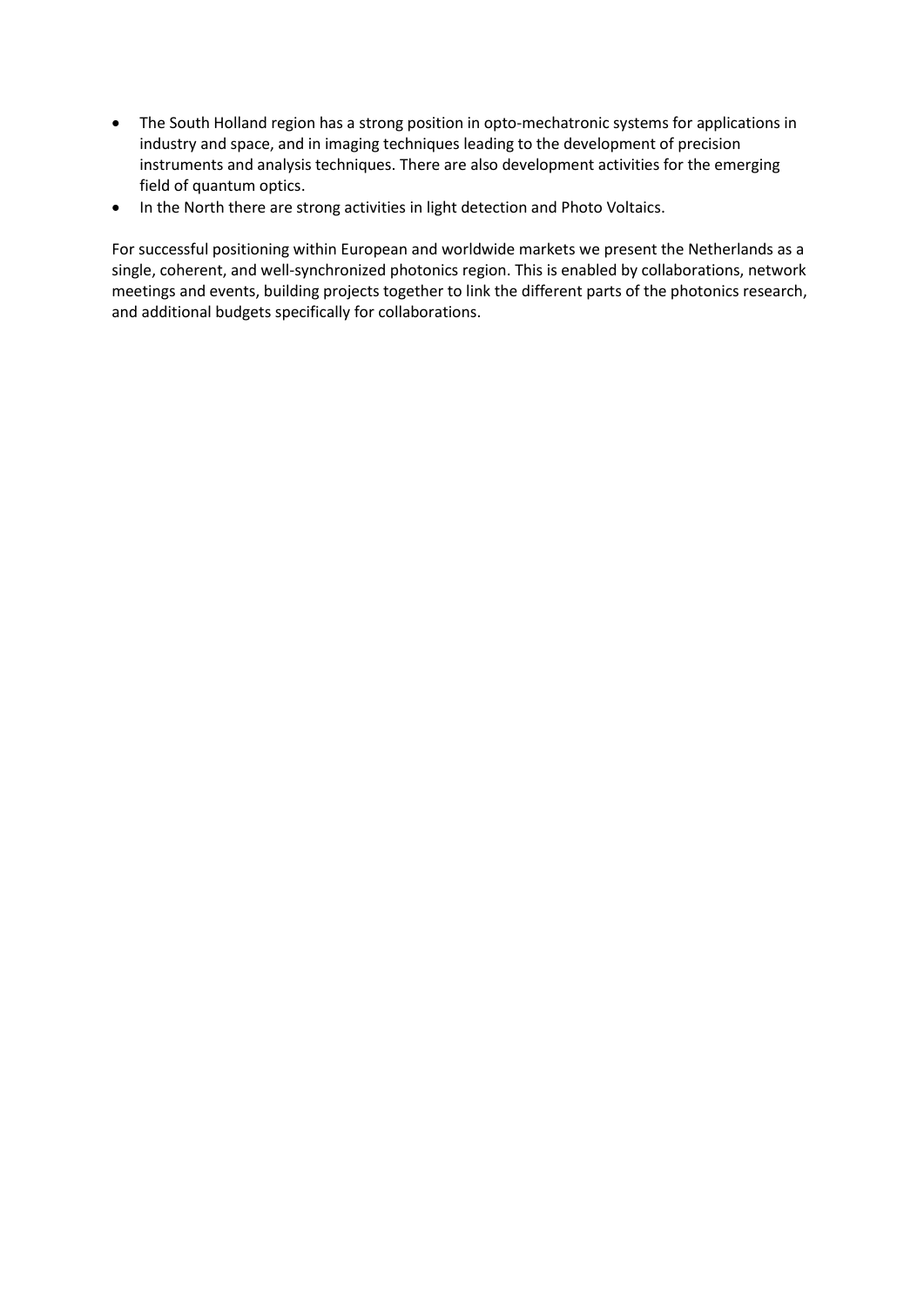- The South Holland region has a strong position in opto-mechatronic systems for applications in industry and space, and in imaging techniques leading to the development of precision instruments and analysis techniques. There are also development activities for the emerging field of quantum optics.
- In the North there are strong activities in light detection and Photo Voltaics.

For successful positioning within European and worldwide markets we present the Netherlands as a single, coherent, and well-synchronized photonics region. This is enabled by collaborations, network meetings and events, building projects together to link the different parts of the photonics research, and additional budgets specifically for collaborations.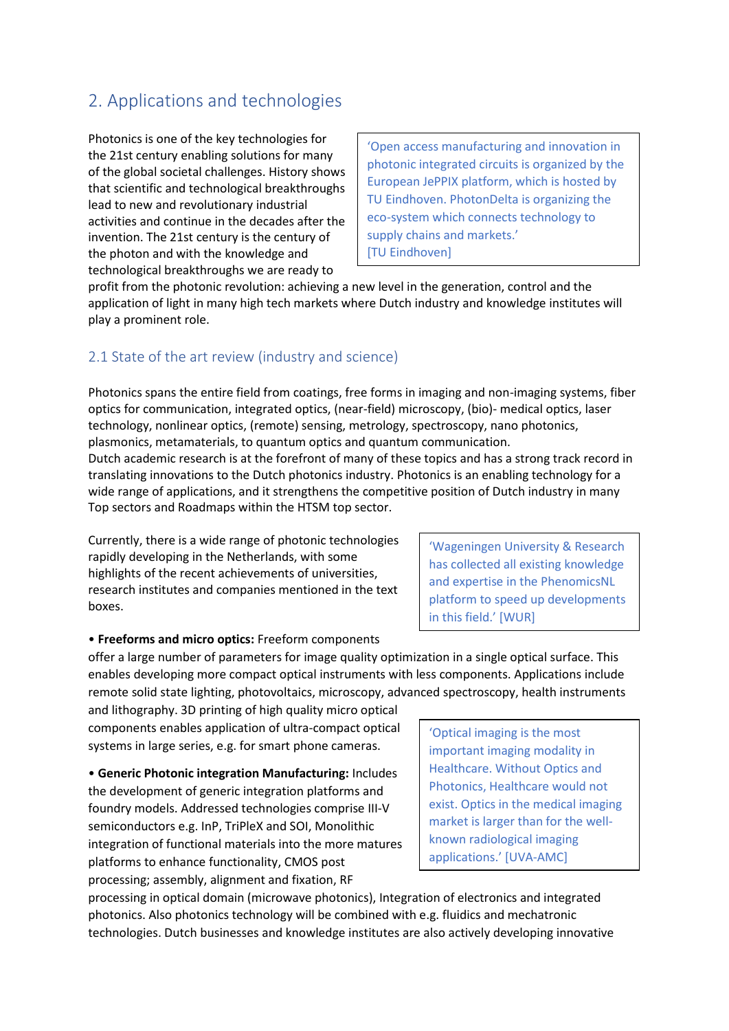## 2. Applications and technologies

Photonics is one of the key technologies for the 21st century enabling solutions for many of the global societal challenges. History shows that scientific and technological breakthroughs lead to new and revolutionary industrial activities and continue in the decades after the invention. The 21st century is the century of the photon and with the knowledge and technological breakthroughs we are ready to profit from the photonic revolution: achieving a new level in the generation, control and the application of light in many high tech markets where Dutch industry and knowledge institutes will play a prominent role.

> 'Open access manufacturing and innovation in photonic integrated circuits is organized by the European JePPIX platform, which is hosted by TU Eindhoven. PhotonDelta is organizing the eco-system which connects technology to supply chains and markets.' [TU Eindhoven]

### 2.1 State of the art review (industry and science)

Photonics spans the entire field from coatings, free forms in imaging and non-imaging systems, fiber optics for communication, integrated optics, (near-field) microscopy, (bio)- medical optics, laser technology, nonlinear optics, (remote) sensing, metrology, spectroscopy, nano photonics, plasmonics, metamaterials, to quantum optics and quantum communication.
Dutch academic research is at the forefront of many of these topics and has a strong track record in translating innovations to the Dutch photonics industry. Photonics is an enabling technology for a wide range of applications, and it strengthens the competitive position of Dutch industry in many Top sectors and Roadmaps within the HTSM top sector.

Currently, there is a wide range of photonic technologies rapidly developing in the Netherlands, with some highlights of the recent achievements of universities, research institutes and companies mentioned in the text boxes.

> 'Wageningen University & Research has collected all existing knowledge and expertise in the PhenomicsNL platform to speed up developments in this field.' [WUR]

- **Freeforms and micro optics:** Freeform components offer a large number of parameters for image quality optimization in a single optical surface. This enables developing more compact optical instruments with less components. Applications include remote solid state lighting, photovoltaics, microscopy, advanced spectroscopy, health instruments and lithography. 3D printing of high quality micro optical components enables application of ultra-compact optical systems in large series, e.g. for smart phone cameras.

- **Generic Photonic integration Manufacturing:** Includes the development of generic integration platforms and foundry models. Addressed technologies comprise III-V semiconductors e.g. InP, TriPleX and SOI, Monolithic integration of functional materials into the more matures platforms to enhance functionality, CMOS post processing; assembly, alignment and fixation, RF processing in optical domain (microwave photonics), Integration of electronics and integrated photonics. Also photonics technology will be combined with e.g. fluidics and mechatronic technologies. Dutch businesses and knowledge institutes are also actively developing innovative

> 'Optical imaging is the most important imaging modality in Healthcare. Without Optics and Photonics, Healthcare would not exist. Optics in the medical imaging market is larger than for the well-known radiological imaging applications.' [UVA-AMC]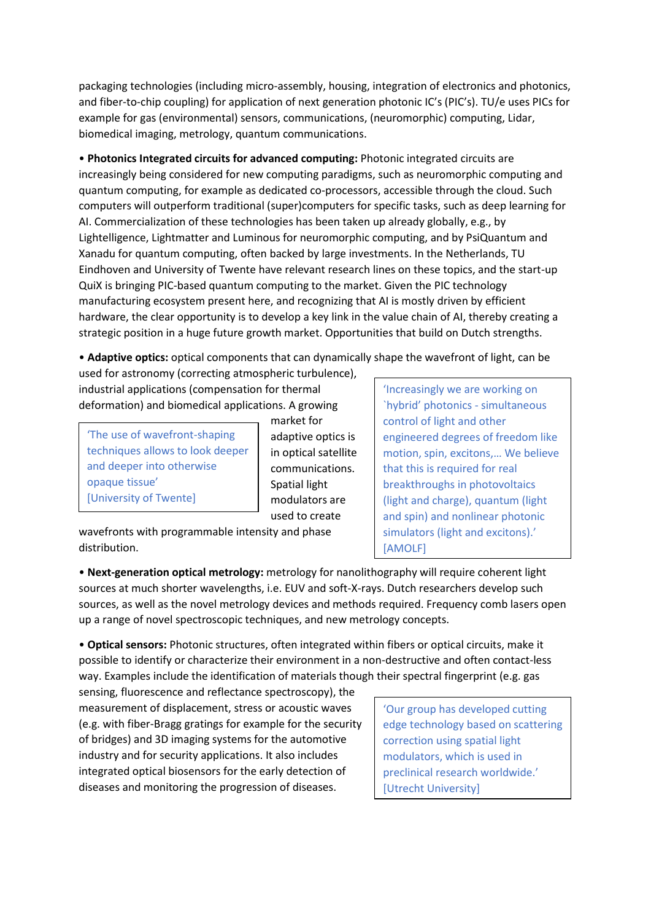packaging technologies (including micro-assembly, housing, integration of electronics and photonics, and fiber-to-chip coupling) for application of next generation photonic IC's (PIC's). TU/e uses PICs for example for gas (environmental) sensors, communications, (neuromorphic) computing, Lidar, biomedical imaging, metrology, quantum communications.

• **Photonics Integrated circuits for advanced computing:** Photonic integrated circuits are increasingly being considered for new computing paradigms, such as neuromorphic computing and quantum computing, for example as dedicated co-processors, accessible through the cloud. Such computers will outperform traditional (super)computers for specific tasks, such as deep learning for AI. Commercialization of these technologies has been taken up already globally, e.g., by Lightelligence, Lightmatter and Luminous for neuromorphic computing, and by PsiQuantum and Xanadu for quantum computing, often backed by large investments. In the Netherlands, TU Eindhoven and University of Twente have relevant research lines on these topics, and the start-up QuiX is bringing PIC-based quantum computing to the market. Given the PIC technology manufacturing ecosystem present here, and recognizing that AI is mostly driven by efficient hardware, the clear opportunity is to develop a key link in the value chain of AI, thereby creating a strategic position in a huge future growth market. Opportunities that build on Dutch strengths.

• **Adaptive optics:** optical components that can dynamically shape the wavefront of light, can be used for astronomy (correcting atmospheric turbulence), industrial applications (compensation for thermal deformation) and biomedical applications. A growing market for adaptive optics is in optical satellite communications. Spatial light modulators are used to create wavefronts with programmable intensity and phase distribution.

> 'The use of wavefront-shaping techniques allows to look deeper and deeper into otherwise opaque tissue' [University of Twente]

> 'Increasingly we are working on `hybrid' photonics - simultaneous control of light and other engineered degrees of freedom like motion, spin, excitons,... We believe that this is required for real breakthroughs in photovoltaics (light and charge), quantum (light and spin) and nonlinear photonic simulators (light and excitons).' [AMOLF]

• **Next-generation optical metrology:** metrology for nanolithography will require coherent light sources at much shorter wavelengths, i.e. EUV and soft-X-rays. Dutch researchers develop such sources, as well as the novel metrology devices and methods required. Frequency comb lasers open up a range of novel spectroscopic techniques, and new metrology concepts.

• **Optical sensors:** Photonic structures, often integrated within fibers or optical circuits, make it possible to identify or characterize their environment in a non-destructive and often contact-less way. Examples include the identification of materials though their spectral fingerprint (e.g. gas sensing, fluorescence and reflectance spectroscopy), the measurement of displacement, stress or acoustic waves (e.g. with fiber-Bragg gratings for example for the security of bridges) and 3D imaging systems for the automotive industry and for security applications. It also includes integrated optical biosensors for the early detection of diseases and monitoring the progression of diseases.

> 'Our group has developed cutting edge technology based on scattering correction using spatial light modulators, which is used in preclinical research worldwide.' [Utrecht University]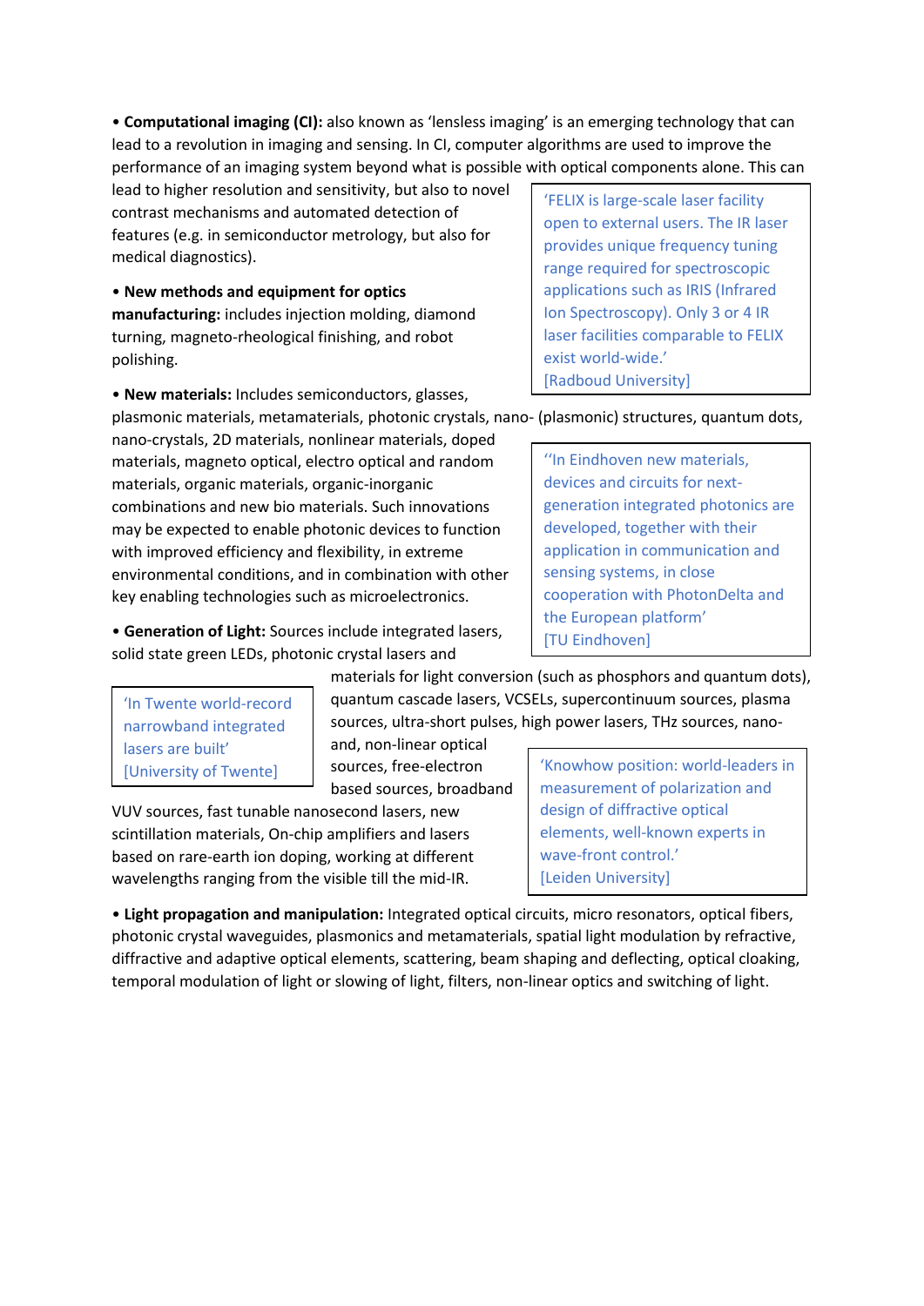• **Computational imaging (CI):** also known as 'lensless imaging' is an emerging technology that can lead to a revolution in imaging and sensing. In CI, computer algorithms are used to improve the performance of an imaging system beyond what is possible with optical components alone. This can lead to higher resolution and sensitivity, but also to novel contrast mechanisms and automated detection of features (e.g. in semiconductor metrology, but also for medical diagnostics).

> 'FELIX is large-scale laser facility open to external users. The IR laser provides unique frequency tuning range required for spectroscopic applications such as IRIS (Infrared Ion Spectroscopy). Only 3 or 4 IR laser facilities comparable to FELIX exist world-wide.'
> [Radboud University]

• **New methods and equipment for optics manufacturing:** includes injection molding, diamond turning, magneto-rheological finishing, and robot polishing.

• **New materials:** Includes semiconductors, glasses, plasmonic materials, metamaterials, photonic crystals, nano- (plasmonic) structures, quantum dots, nano-crystals, 2D materials, nonlinear materials, doped materials, magneto optical, electro optical and random materials, organic materials, organic-inorganic combinations and new bio materials. Such innovations may be expected to enable photonic devices to function with improved efficiency and flexibility, in extreme environmental conditions, and in combination with other key enabling technologies such as microelectronics.

> ''In Eindhoven new materials, devices and circuits for next-generation integrated photonics are developed, together with their application in communication and sensing systems, in close cooperation with PhotonDelta and the European platform'
> [TU Eindhoven]

• **Generation of Light:** Sources include integrated lasers, solid state green LEDs, photonic crystal lasers and materials for light conversion (such as phosphors and quantum dots), quantum cascade lasers, VCSELs, supercontinuum sources, plasma sources, ultra-short pulses, high power lasers, THz sources, nano- and, non-linear optical sources, free-electron based sources, broadband VUV sources, fast tunable nanosecond lasers, new scintillation materials, On-chip amplifiers and lasers based on rare-earth ion doping, working at different wavelengths ranging from the visible till the mid-IR.

> 'In Twente world-record narrowband integrated lasers are built'
> [University of Twente]

> 'Knowhow position: world-leaders in measurement of polarization and design of diffractive optical elements, well-known experts in wave-front control.'
> [Leiden University]

• **Light propagation and manipulation:** Integrated optical circuits, micro resonators, optical fibers, photonic crystal waveguides, plasmonics and metamaterials, spatial light modulation by refractive, diffractive and adaptive optical elements, scattering, beam shaping and deflecting, optical cloaking, temporal modulation of light or slowing of light, filters, non-linear optics and switching of light.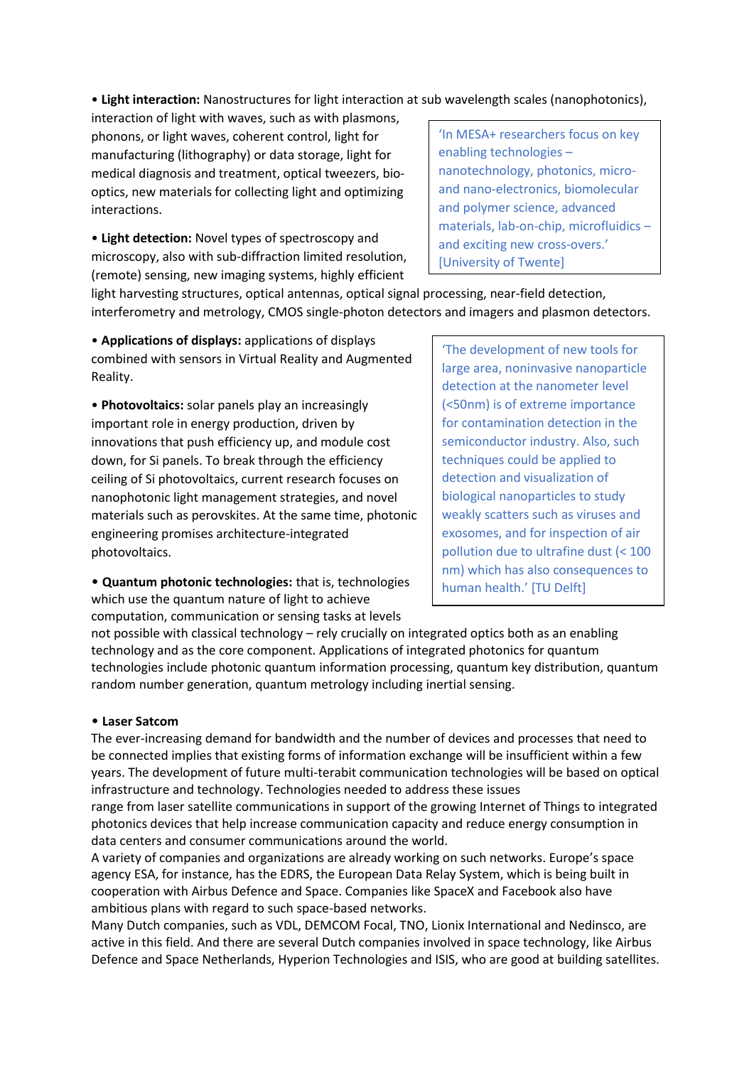• **Light interaction:** Nanostructures for light interaction at sub wavelength scales (nanophotonics), interaction of light with waves, such as with plasmons, phonons, or light waves, coherent control, light for manufacturing (lithography) or data storage, light for medical diagnosis and treatment, optical tweezers, bio-optics, new materials for collecting light and optimizing interactions.

• **Light detection:** Novel types of spectroscopy and microscopy, also with sub-diffraction limited resolution, (remote) sensing, new imaging systems, highly efficient light harvesting structures, optical antennas, optical signal processing, near-field detection, interferometry and metrology, CMOS single-photon detectors and imagers and plasmon detectors.

> 'In MESA+ researchers focus on key enabling technologies – nanotechnology, photonics, micro- and nano-electronics, biomolecular and polymer science, advanced materials, lab-on-chip, microfluidics – and exciting new cross-overs.' [University of Twente]

• **Applications of displays:** applications of displays combined with sensors in Virtual Reality and Augmented Reality.

• **Photovoltaics:** solar panels play an increasingly important role in energy production, driven by innovations that push efficiency up, and module cost down, for Si panels. To break through the efficiency ceiling of Si photovoltaics, current research focuses on nanophotonic light management strategies, and novel materials such as perovskites. At the same time, photonic engineering promises architecture-integrated photovoltaics.

• **Quantum photonic technologies:** that is, technologies which use the quantum nature of light to achieve computation, communication or sensing tasks at levels not possible with classical technology – rely crucially on integrated optics both as an enabling technology and as the core component. Applications of integrated photonics for quantum technologies include photonic quantum information processing, quantum key distribution, quantum random number generation, quantum metrology including inertial sensing.

> 'The development of new tools for large area, noninvasive nanoparticle detection at the nanometer level (<50nm) is of extreme importance for contamination detection in the semiconductor industry. Also, such techniques could be applied to detection and visualization of biological nanoparticles to study weakly scatters such as viruses and exosomes, and for inspection of air pollution due to ultrafine dust (< 100 nm) which has also consequences to human health.' [TU Delft]

• **Laser Satcom**

The ever-increasing demand for bandwidth and the number of devices and processes that need to be connected implies that existing forms of information exchange will be insufficient within a few years. The development of future multi-terabit communication technologies will be based on optical infrastructure and technology. Technologies needed to address these issues range from laser satellite communications in support of the growing Internet of Things to integrated photonics devices that help increase communication capacity and reduce energy consumption in data centers and consumer communications around the world.

A variety of companies and organizations are already working on such networks. Europe's space agency ESA, for instance, has the EDRS, the European Data Relay System, which is being built in cooperation with Airbus Defence and Space. Companies like SpaceX and Facebook also have ambitious plans with regard to such space-based networks.

Many Dutch companies, such as VDL, DEMCOM Focal, TNO, Lionix International and Nedinsco, are active in this field. And there are several Dutch companies involved in space technology, like Airbus Defence and Space Netherlands, Hyperion Technologies and ISIS, who are good at building satellites.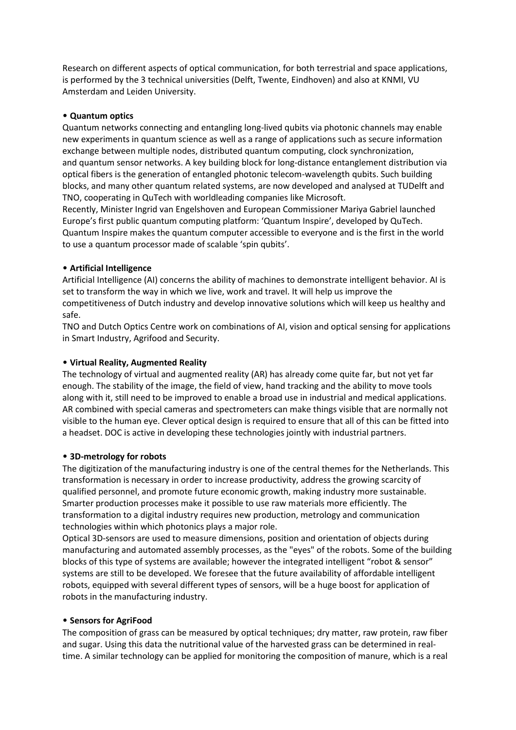Research on different aspects of optical communication, for both terrestrial and space applications, is performed by the 3 technical universities (Delft, Twente, Eindhoven) and also at KNMI, VU Amsterdam and Leiden University.

• **Quantum optics**

Quantum networks connecting and entangling long-lived qubits via photonic channels may enable new experiments in quantum science as well as a range of applications such as secure information exchange between multiple nodes, distributed quantum computing, clock synchronization, and quantum sensor networks. A key building block for long-distance entanglement distribution via optical fibers is the generation of entangled photonic telecom-wavelength qubits. Such building blocks, and many other quantum related systems, are now developed and analysed at TUDelft and TNO, cooperating in QuTech with worldleading companies like Microsoft.

Recently, Minister Ingrid van Engelshoven and European Commissioner Mariya Gabriel launched Europe's first public quantum computing platform: 'Quantum Inspire', developed by QuTech. Quantum Inspire makes the quantum computer accessible to everyone and is the first in the world to use a quantum processor made of scalable 'spin qubits'.

• **Artificial Intelligence**

Artificial Intelligence (AI) concerns the ability of machines to demonstrate intelligent behavior. AI is set to transform the way in which we live, work and travel. It will help us improve the competitiveness of Dutch industry and develop innovative solutions which will keep us healthy and safe.

TNO and Dutch Optics Centre work on combinations of AI, vision and optical sensing for applications in Smart Industry, Agrifood and Security.

• **Virtual Reality, Augmented Reality**

The technology of virtual and augmented reality (AR) has already come quite far, but not yet far enough. The stability of the image, the field of view, hand tracking and the ability to move tools along with it, still need to be improved to enable a broad use in industrial and medical applications. AR combined with special cameras and spectrometers can make things visible that are normally not visible to the human eye. Clever optical design is required to ensure that all of this can be fitted into a headset. DOC is active in developing these technologies jointly with industrial partners.

• **3D-metrology for robots**

The digitization of the manufacturing industry is one of the central themes for the Netherlands. This transformation is necessary in order to increase productivity, address the growing scarcity of qualified personnel, and promote future economic growth, making industry more sustainable. Smarter production processes make it possible to use raw materials more efficiently. The transformation to a digital industry requires new production, metrology and communication technologies within which photonics plays a major role.

Optical 3D-sensors are used to measure dimensions, position and orientation of objects during manufacturing and automated assembly processes, as the "eyes" of the robots. Some of the building blocks of this type of systems are available; however the integrated intelligent "robot & sensor" systems are still to be developed. We foresee that the future availability of affordable intelligent robots, equipped with several different types of sensors, will be a huge boost for application of robots in the manufacturing industry.

• **Sensors for AgriFood**

The composition of grass can be measured by optical techniques; dry matter, raw protein, raw fiber and sugar. Using this data the nutritional value of the harvested grass can be determined in real-time. A similar technology can be applied for monitoring the composition of manure, which is a real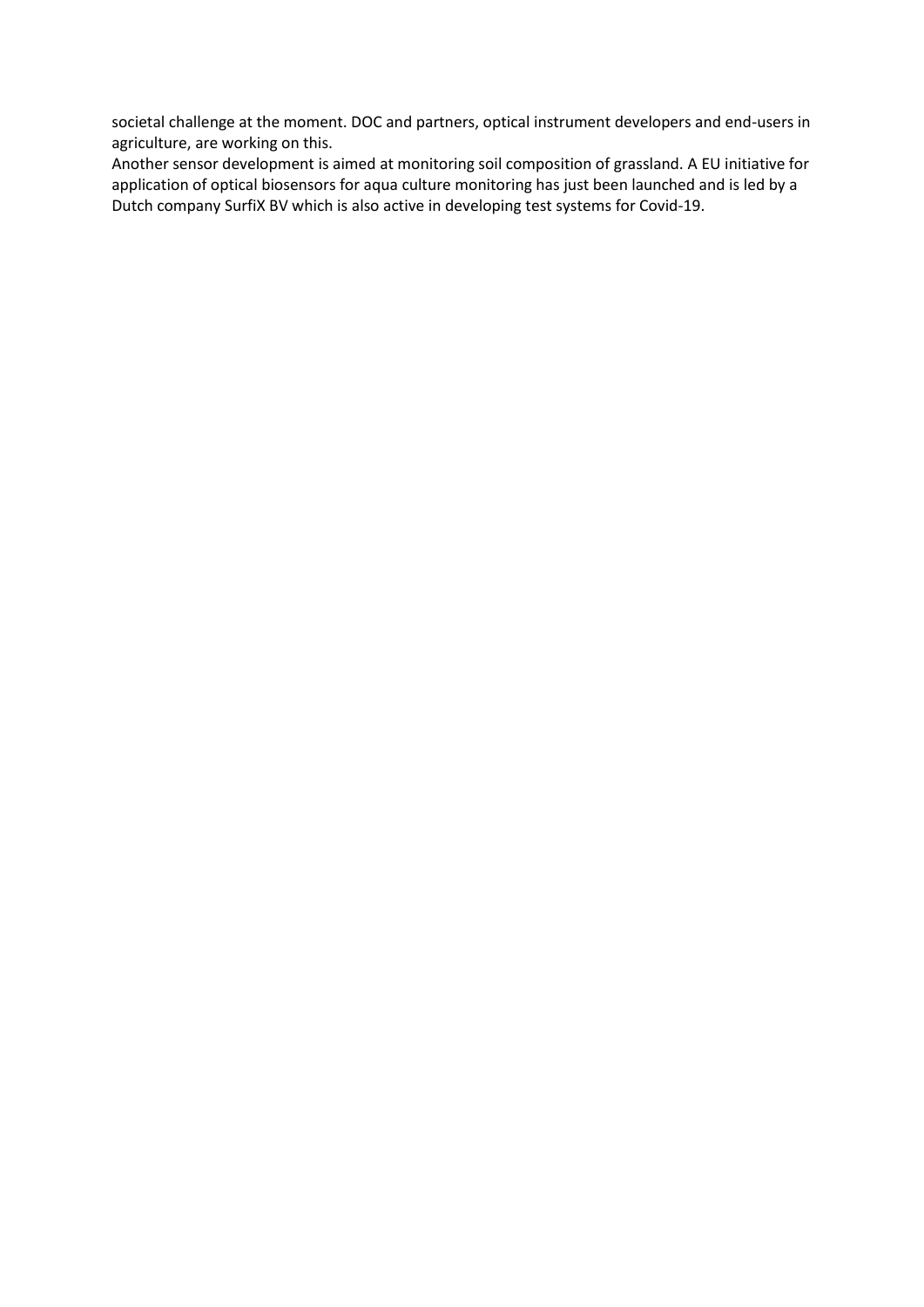societal challenge at the moment. DOC and partners, optical instrument developers and end-users in agriculture, are working on this.
Another sensor development is aimed at monitoring soil composition of grassland. A EU initiative for application of optical biosensors for aqua culture monitoring has just been launched and is led by a Dutch company SurfiX BV which is also active in developing test systems for Covid-19.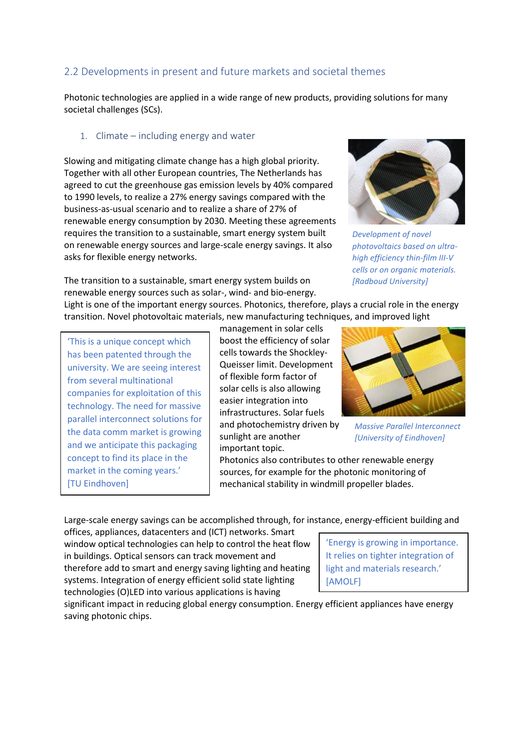## 2.2 Developments in present and future markets and societal themes

Photonic technologies are applied in a wide range of new products, providing solutions for many societal challenges (SCs).

### 1. Climate – including energy and water

Slowing and mitigating climate change has a high global priority. Together with all other European countries, The Netherlands has agreed to cut the greenhouse gas emission levels by 40% compared to 1990 levels, to realize a 27% energy savings compared with the business-as-usual scenario and to realize a share of 27% of renewable energy consumption by 2030. Meeting these agreements requires the transition to a sustainable, smart energy system built on renewable energy sources and large-scale energy savings. It also asks for flexible energy networks.

*Development of novel photovoltaics based on ultra-high efficiency thin-film III-V cells or on organic materials. [Radboud University]*

The transition to a sustainable, smart energy system builds on renewable energy sources such as solar-, wind- and bio-energy. Light is one of the important energy sources. Photonics, therefore, plays a crucial role in the energy transition. Novel photovoltaic materials, new manufacturing techniques, and improved light management in solar cells boost the efficiency of solar cells towards the Shockley-Queisser limit. Development of flexible form factor of solar cells is also allowing easier integration into infrastructures. Solar fuels and photochemistry driven by sunlight are another important topic.

> 'This is a unique concept which has been patented through the university. We are seeing interest from several multinational companies for exploitation of this technology. The need for massive parallel interconnect solutions for the data comm market is growing and we anticipate this packaging concept to find its place in the market in the coming years.' [TU Eindhoven]

*Massive Parallel Interconnect [University of Eindhoven]*

Photonics also contributes to other renewable energy sources, for example for the photonic monitoring of mechanical stability in windmill propeller blades.

Large-scale energy savings can be accomplished through, for instance, energy-efficient building and offices, appliances, datacenters and (ICT) networks. Smart window optical technologies can help to control the heat flow in buildings. Optical sensors can track movement and therefore add to smart and energy saving lighting and heating systems. Integration of energy efficient solid state lighting technologies (O)LED into various applications is having significant impact in reducing global energy consumption. Energy efficient appliances have energy saving photonic chips.

> 'Energy is growing in importance. It relies on tighter integration of light and materials research.' [AMOLF]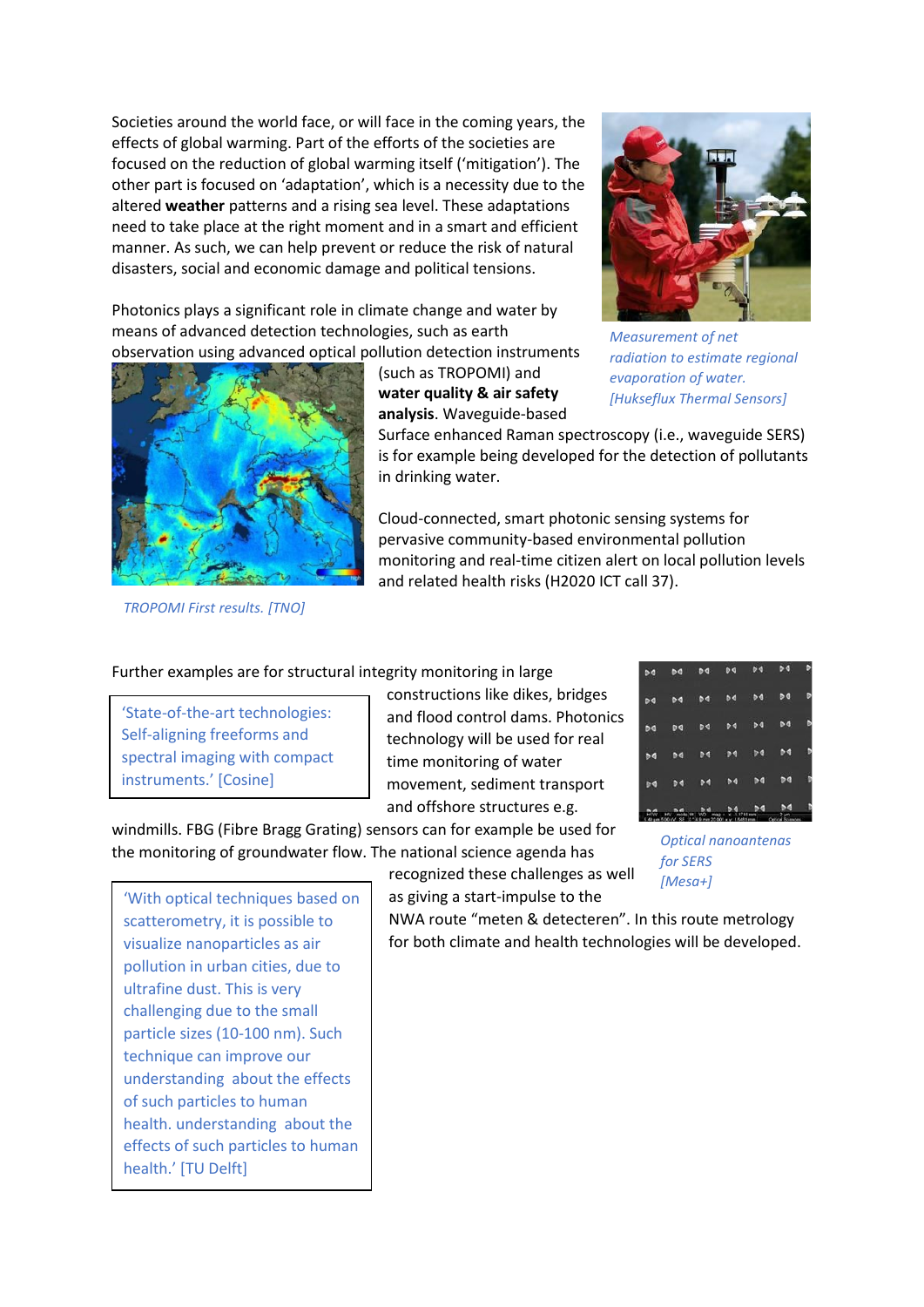Societies around the world face, or will face in the coming years, the effects of global warming. Part of the efforts of the societies are focused on the reduction of global warming itself ('mitigation'). The other part is focused on 'adaptation', which is a necessity due to the altered **weather** patterns and a rising sea level. These adaptations need to take place at the right moment and in a smart and efficient manner. As such, we can help prevent or reduce the risk of natural disasters, social and economic damage and political tensions.

*Measurement of net radiation to estimate regional evaporation of water. [Hukseflux Thermal Sensors]*

Photonics plays a significant role in climate change and water by means of advanced detection technologies, such as earth observation using advanced optical pollution detection instruments (such as TROPOMI) and **water quality & air safety analysis**. Waveguide-based Surface enhanced Raman spectroscopy (i.e., waveguide SERS) is for example being developed for the detection of pollutants in drinking water.

Cloud-connected, smart photonic sensing systems for pervasive community-based environmental pollution monitoring and real-time citizen alert on local pollution levels and related health risks (H2020 ICT call 37).

*TROPOMI First results. [TNO]*

Further examples are for structural integrity monitoring in large constructions like dikes, bridges and flood control dams. Photonics technology will be used for real time monitoring of water movement, sediment transport and offshore structures e.g. windmills. FBG (Fibre Bragg Grating) sensors can for example be used for the monitoring of groundwater flow. The national science agenda has recognized these challenges as well as giving a start-impulse to the NWA route "meten & detecteren". In this route metrology for both climate and health technologies will be developed.

> 'State-of-the-art technologies: Self-aligning freeforms and spectral imaging with compact instruments.' [Cosine]

*Optical nanoantenas for SERS [Mesa+]*

> 'With optical techniques based on scatterometry, it is possible to visualize nanoparticles as air pollution in urban cities, due to ultrafine dust. This is very challenging due to the small particle sizes (10-100 nm). Such technique can improve our understanding about the effects of such particles to human health. understanding about the effects of such particles to human health.' [TU Delft]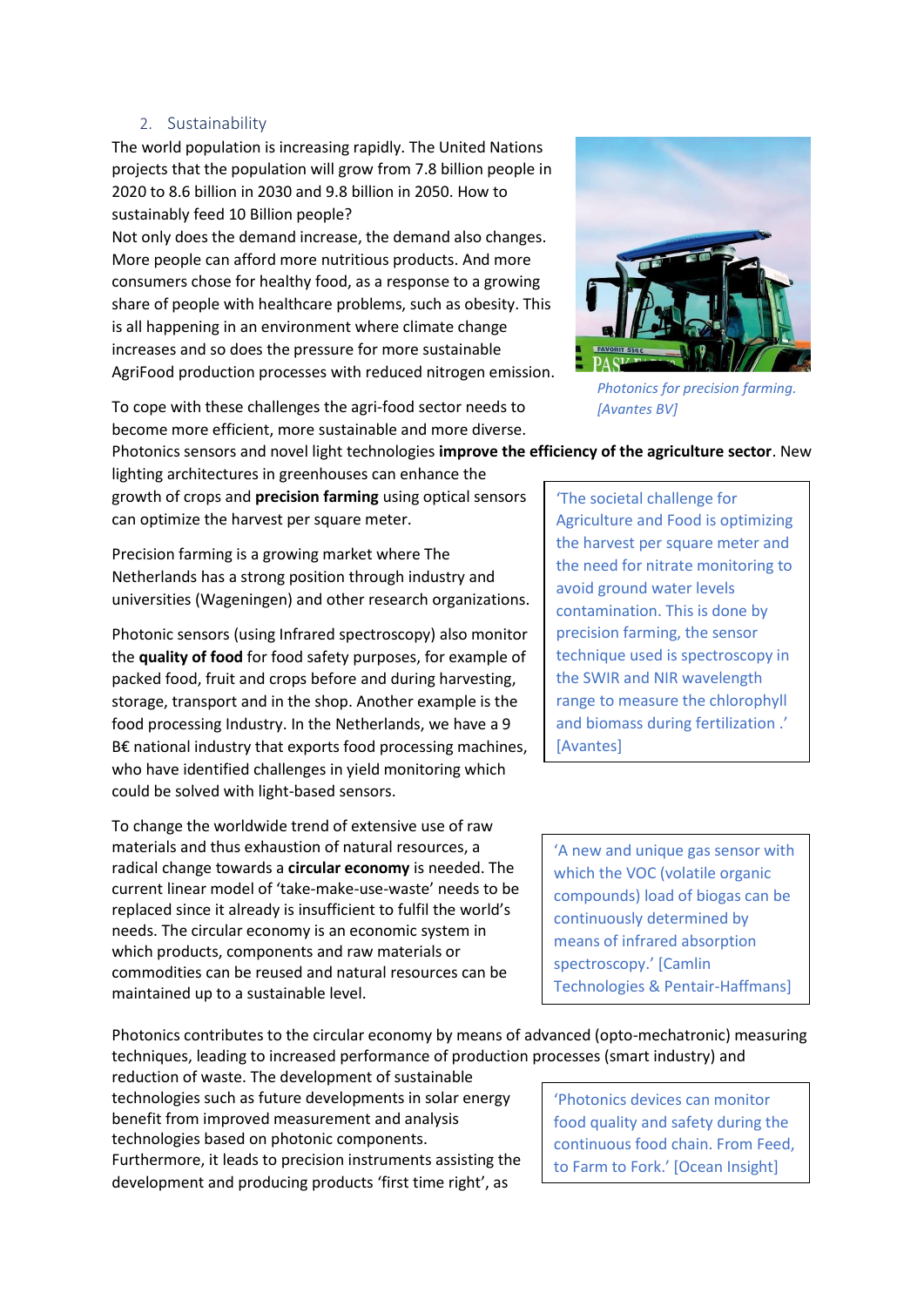## 2. Sustainability

The world population is increasing rapidly. The United Nations projects that the population will grow from 7.8 billion people in 2020 to 8.6 billion in 2030 and 9.8 billion in 2050. How to sustainably feed 10 Billion people?

Not only does the demand increase, the demand also changes. More people can afford more nutritious products. And more consumers chose for healthy food, as a response to a growing share of people with healthcare problems, such as obesity. This is all happening in an environment where climate change increases and so does the pressure for more sustainable AgriFood production processes with reduced nitrogen emission.

*Photonics for precision farming. [Avantes BV]*

To cope with these challenges the agri-food sector needs to become more efficient, more sustainable and more diverse. Photonics sensors and novel light technologies **improve the efficiency of the agriculture sector**. New lighting architectures in greenhouses can enhance the growth of crops and **precision farming** using optical sensors can optimize the harvest per square meter.

> 'The societal challenge for Agriculture and Food is optimizing the harvest per square meter and the need for nitrate monitoring to avoid ground water levels contamination. This is done by precision farming, the sensor technique used is spectroscopy in the SWIR and NIR wavelength range to measure the chlorophyll and biomass during fertilization .' [Avantes]

Precision farming is a growing market where The Netherlands has a strong position through industry and universities (Wageningen) and other research organizations.

Photonic sensors (using Infrared spectroscopy) also monitor the **quality of food** for food safety purposes, for example of packed food, fruit and crops before and during harvesting, storage, transport and in the shop. Another example is the food processing Industry. In the Netherlands, we have a 9 B€ national industry that exports food processing machines, who have identified challenges in yield monitoring which could be solved with light-based sensors.

To change the worldwide trend of extensive use of raw materials and thus exhaustion of natural resources, a radical change towards a **circular economy** is needed. The current linear model of 'take-make-use-waste' needs to be replaced since it already is insufficient to fulfil the world's needs. The circular economy is an economic system in which products, components and raw materials or commodities can be reused and natural resources can be maintained up to a sustainable level.

> 'A new and unique gas sensor with which the VOC (volatile organic compounds) load of biogas can be continuously determined by means of infrared absorption spectroscopy.' [Camlin Technologies & Pentair-Haffmans]

Photonics contributes to the circular economy by means of advanced (opto-mechatronic) measuring techniques, leading to increased performance of production processes (smart industry) and reduction of waste. The development of sustainable technologies such as future developments in solar energy benefit from improved measurement and analysis technologies based on photonic components. Furthermore, it leads to precision instruments assisting the development and producing products 'first time right', as

> 'Photonics devices can monitor food quality and safety during the continuous food chain. From Feed, to Farm to Fork.' [Ocean Insight]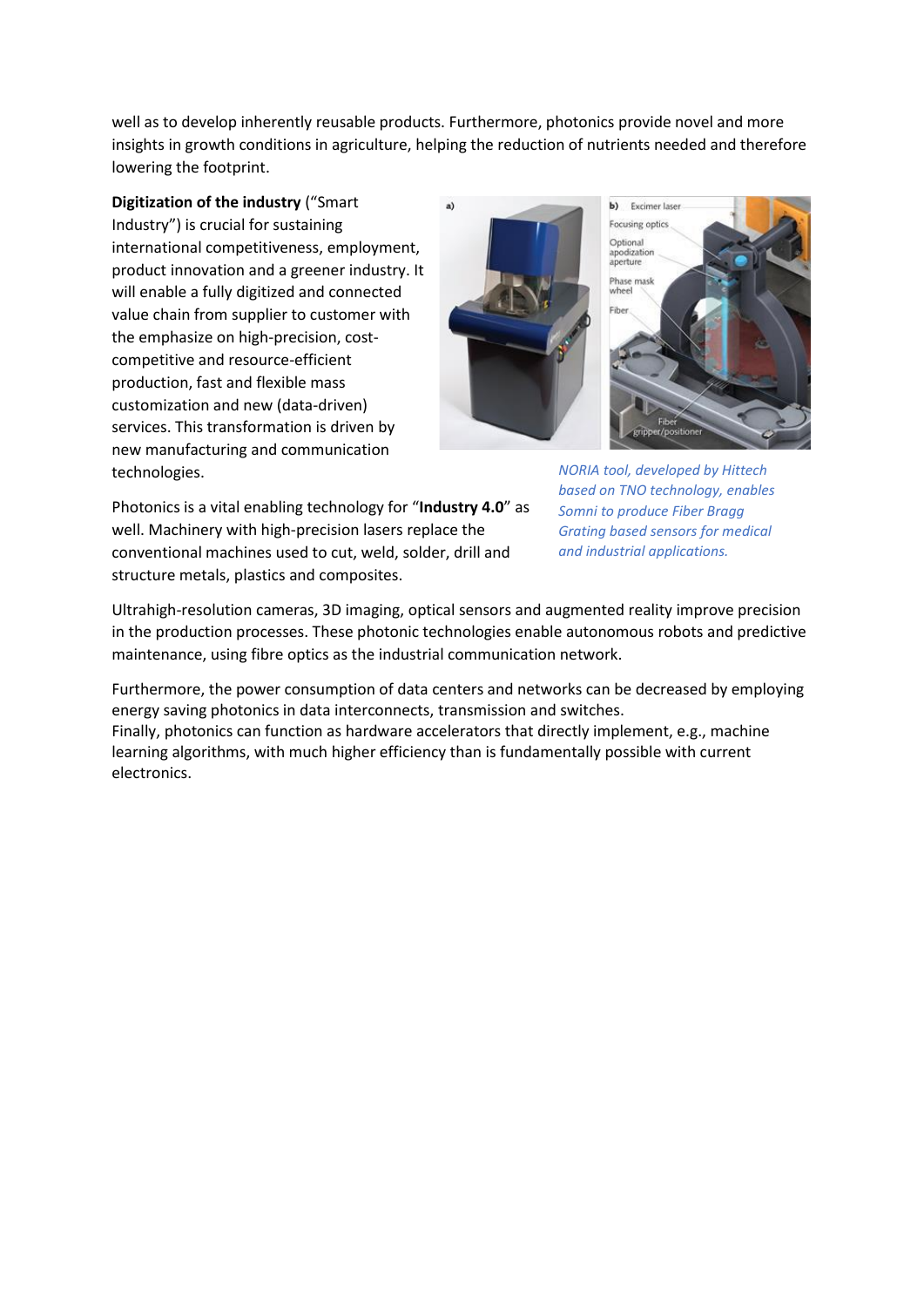well as to develop inherently reusable products. Furthermore, photonics provide novel and more insights in growth conditions in agriculture, helping the reduction of nutrients needed and therefore lowering the footprint.

**Digitization of the industry** ("Smart Industry") is crucial for sustaining international competitiveness, employment, product innovation and a greener industry. It will enable a fully digitized and connected value chain from supplier to customer with the emphasize on high-precision, cost-competitive and resource-efficient production, fast and flexible mass customization and new (data-driven) services. This transformation is driven by new manufacturing and communication technologies.

*NORIA tool, developed by Hittech based on TNO technology, enables Somni to produce Fiber Bragg Grating based sensors for medical and industrial applications.*

Photonics is a vital enabling technology for "**Industry 4.0**" as well. Machinery with high-precision lasers replace the conventional machines used to cut, weld, solder, drill and structure metals, plastics and composites.

Ultrahigh-resolution cameras, 3D imaging, optical sensors and augmented reality improve precision in the production processes. These photonic technologies enable autonomous robots and predictive maintenance, using fibre optics as the industrial communication network.

Furthermore, the power consumption of data centers and networks can be decreased by employing energy saving photonics in data interconnects, transmission and switches.
Finally, photonics can function as hardware accelerators that directly implement, e.g., machine learning algorithms, with much higher efficiency than is fundamentally possible with current electronics.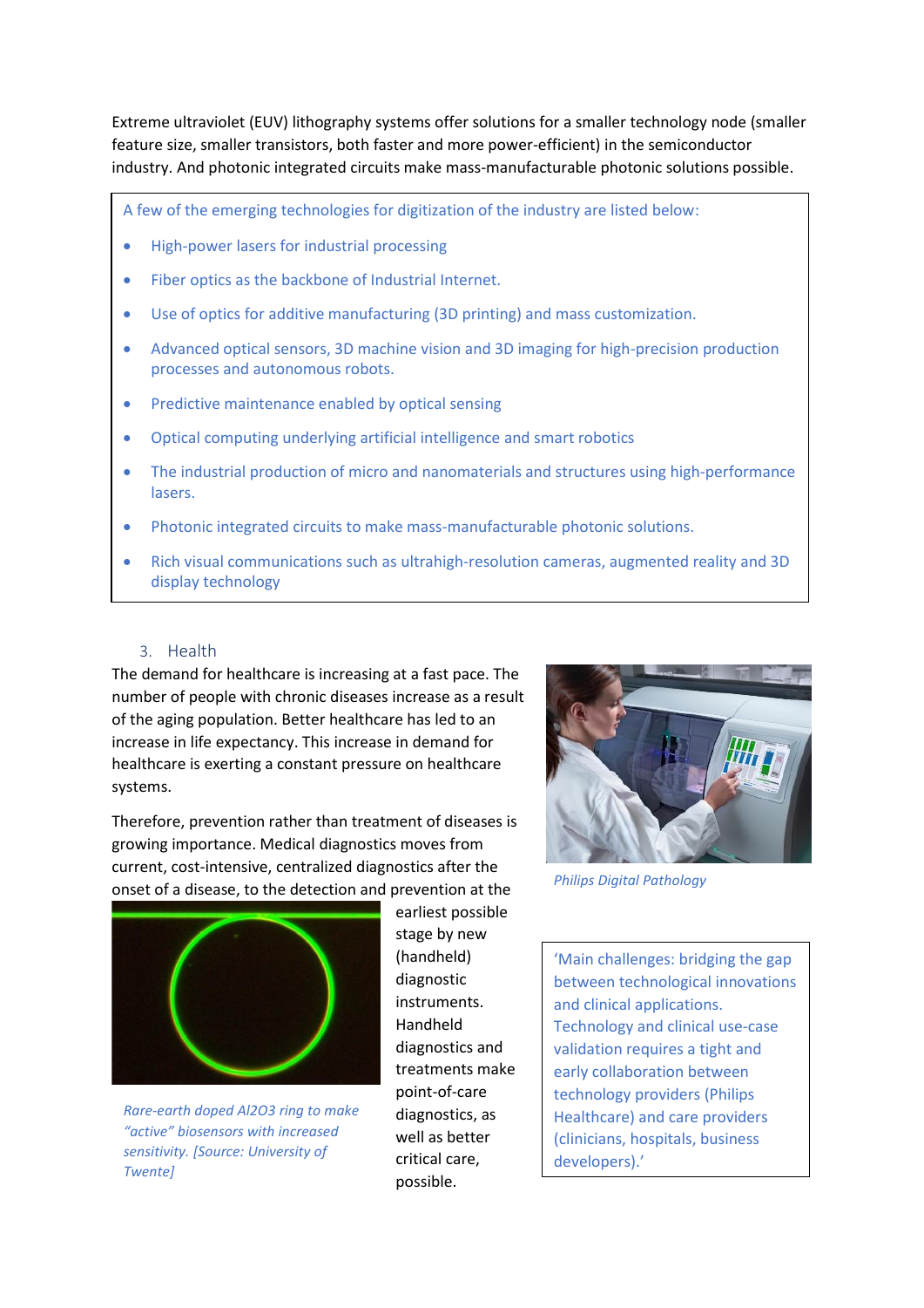Extreme ultraviolet (EUV) lithography systems offer solutions for a smaller technology node (smaller feature size, smaller transistors, both faster and more power-efficient) in the semiconductor industry. And photonic integrated circuits make mass-manufacturable photonic solutions possible.

A few of the emerging technologies for digitization of the industry are listed below:

- High-power lasers for industrial processing
- Fiber optics as the backbone of Industrial Internet.
- Use of optics for additive manufacturing (3D printing) and mass customization.
- Advanced optical sensors, 3D machine vision and 3D imaging for high-precision production processes and autonomous robots.
- Predictive maintenance enabled by optical sensing
- Optical computing underlying artificial intelligence and smart robotics
- The industrial production of micro and nanomaterials and structures using high-performance lasers.
- Photonic integrated circuits to make mass-manufacturable photonic solutions.
- Rich visual communications such as ultrahigh-resolution cameras, augmented reality and 3D display technology

## 3. Health

The demand for healthcare is increasing at a fast pace. The number of people with chronic diseases increase as a result of the aging population. Better healthcare has led to an increase in life expectancy. This increase in demand for healthcare is exerting a constant pressure on healthcare systems.

Therefore, prevention rather than treatment of diseases is growing importance. Medical diagnostics moves from current, cost-intensive, centralized diagnostics after the onset of a disease, to the detection and prevention at the earliest possible stage by new (handheld) diagnostic instruments. Handheld diagnostics and treatments make point-of-care diagnostics, as well as better critical care, possible.

*Philips Digital Pathology*

*Rare-earth doped Al2O3 ring to make "active" biosensors with increased sensitivity. [Source: University of Twente]*

'Main challenges: bridging the gap between technological innovations and clinical applications. Technology and clinical use-case validation requires a tight and early collaboration between technology providers (Philips Healthcare) and care providers (clinicians, hospitals, business developers).'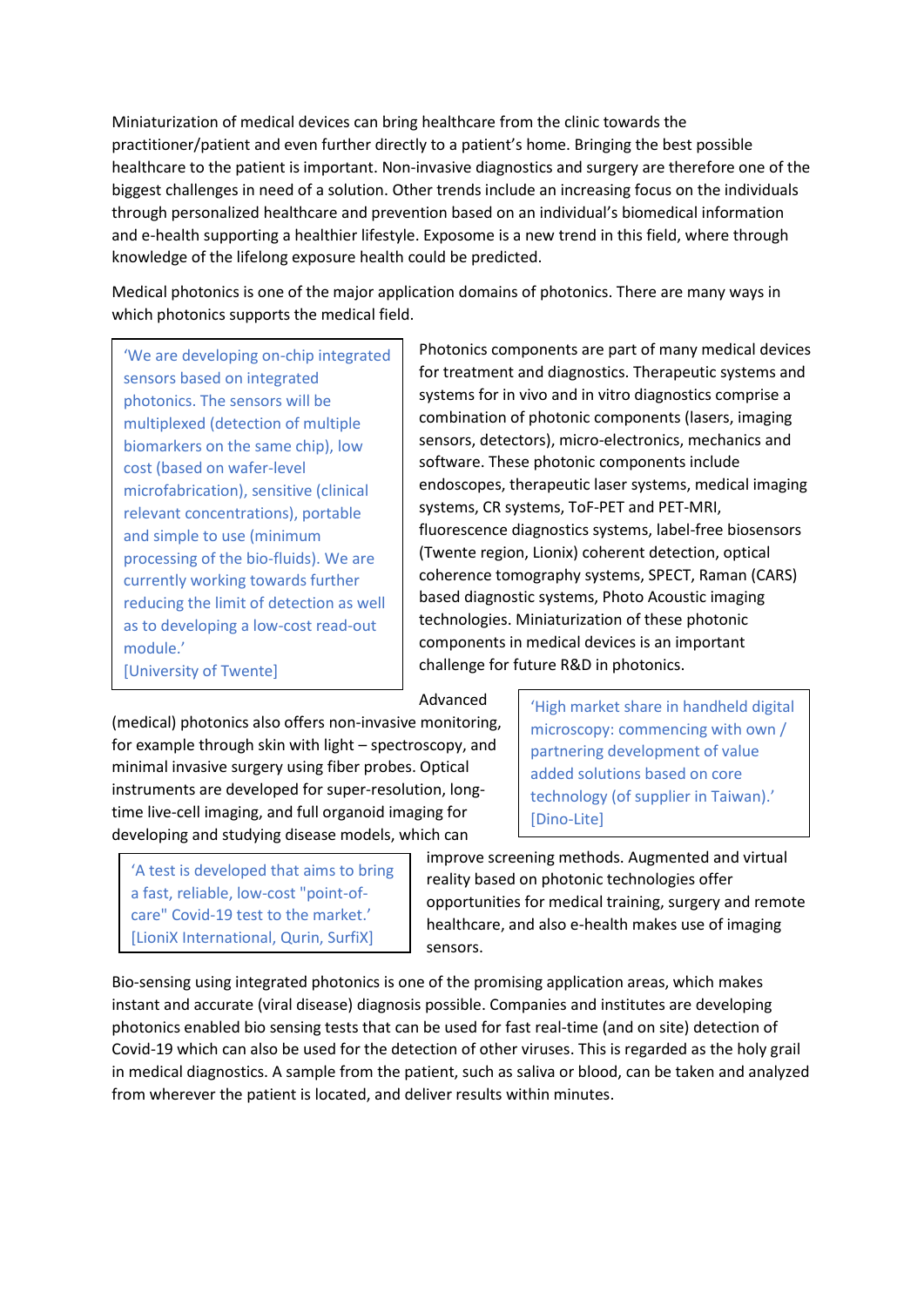Miniaturization of medical devices can bring healthcare from the clinic towards the practitioner/patient and even further directly to a patient's home. Bringing the best possible healthcare to the patient is important. Non-invasive diagnostics and surgery are therefore one of the biggest challenges in need of a solution. Other trends include an increasing focus on the individuals through personalized healthcare and prevention based on an individual's biomedical information and e-health supporting a healthier lifestyle. Exposome is a new trend in this field, where through knowledge of the lifelong exposure health could be predicted.

Medical photonics is one of the major application domains of photonics. There are many ways in which photonics supports the medical field.

> 'We are developing on-chip integrated sensors based on integrated photonics. The sensors will be multiplexed (detection of multiple biomarkers on the same chip), low cost (based on wafer-level microfabrication), sensitive (clinical relevant concentrations), portable and simple to use (minimum processing of the bio-fluids). We are currently working towards further reducing the limit of detection as well as to developing a low-cost read-out module.'
> [University of Twente]

Photonics components are part of many medical devices for treatment and diagnostics. Therapeutic systems and systems for in vivo and in vitro diagnostics comprise a combination of photonic components (lasers, imaging sensors, detectors), micro-electronics, mechanics and software. These photonic components include endoscopes, therapeutic laser systems, medical imaging systems, CR systems, ToF-PET and PET-MRI, fluorescence diagnostics systems, label-free biosensors (Twente region, Lionix) coherent detection, optical coherence tomography systems, SPECT, Raman (CARS) based diagnostic systems, Photo Acoustic imaging technologies. Miniaturization of these photonic components in medical devices is an important challenge for future R&D in photonics.

> 'High market share in handheld digital microscopy: commencing with own / partnering development of value added solutions based on core technology (of supplier in Taiwan).'
> [Dino-Lite]

Advanced (medical) photonics also offers non-invasive monitoring, for example through skin with light – spectroscopy, and minimal invasive surgery using fiber probes. Optical instruments are developed for super-resolution, long-time live-cell imaging, and full organoid imaging for developing and studying disease models, which can improve screening methods. Augmented and virtual reality based on photonic technologies offer opportunities for medical training, surgery and remote healthcare, and also e-health makes use of imaging sensors.

> 'A test is developed that aims to bring a fast, reliable, low-cost "point-of-care" Covid-19 test to the market.'
> [LioniX International, Qurin, SurfiX]

Bio-sensing using integrated photonics is one of the promising application areas, which makes instant and accurate (viral disease) diagnosis possible. Companies and institutes are developing photonics enabled bio sensing tests that can be used for fast real-time (and on site) detection of Covid-19 which can also be used for the detection of other viruses. This is regarded as the holy grail in medical diagnostics. A sample from the patient, such as saliva or blood, can be taken and analyzed from wherever the patient is located, and deliver results within minutes.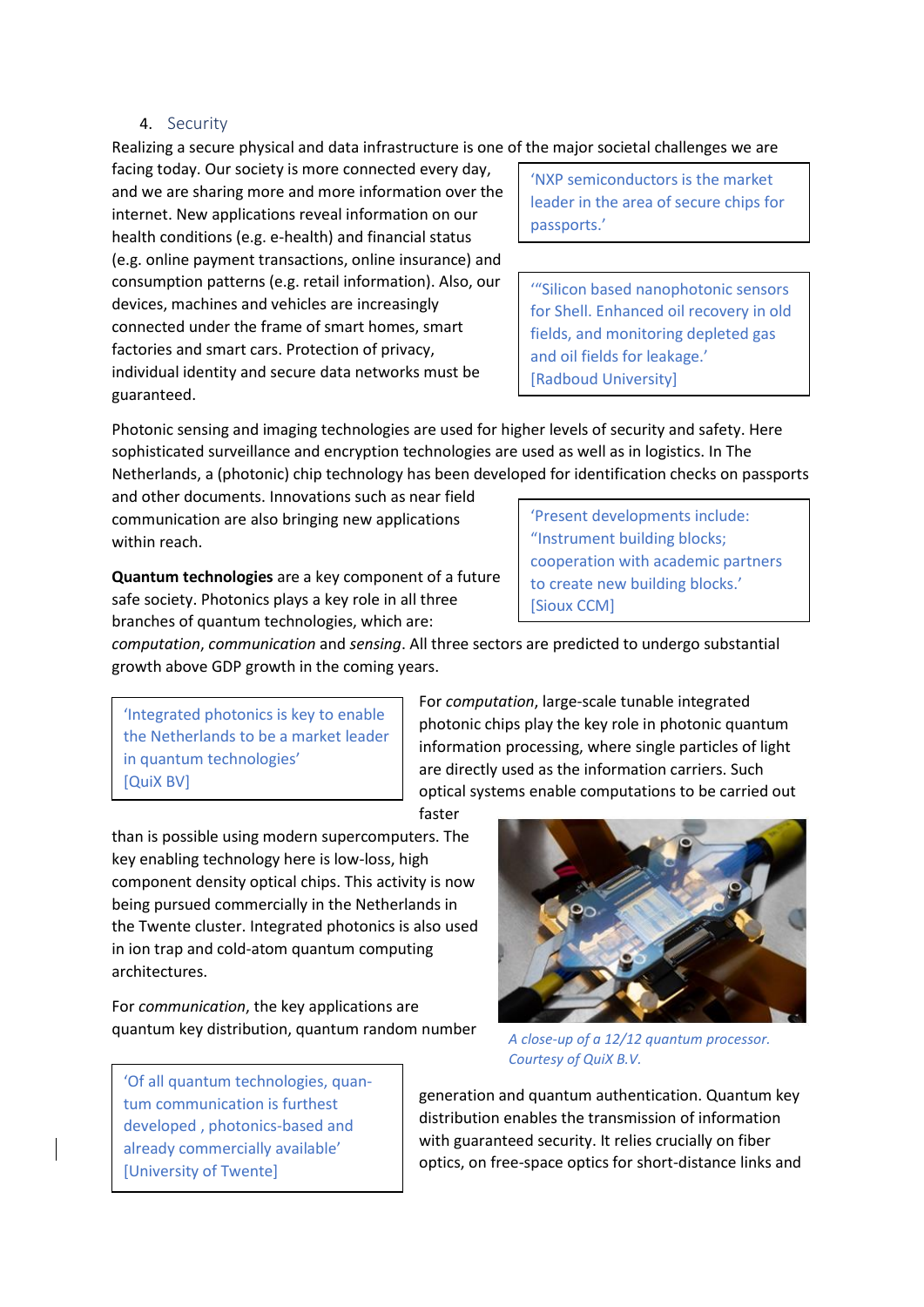## 4. Security

Realizing a secure physical and data infrastructure is one of the major societal challenges we are facing today. Our society is more connected every day, and we are sharing more and more information over the internet. New applications reveal information on our health conditions (e.g. e-health) and financial status (e.g. online payment transactions, online insurance) and consumption patterns (e.g. retail information). Also, our devices, machines and vehicles are increasingly connected under the frame of smart homes, smart factories and smart cars. Protection of privacy, individual identity and secure data networks must be guaranteed.

> 'NXP semiconductors is the market leader in the area of secure chips for passports.'

> '"Silicon based nanophotonic sensors for Shell. Enhanced oil recovery in old fields, and monitoring depleted gas and oil fields for leakage.' [Radboud University]

Photonic sensing and imaging technologies are used for higher levels of security and safety. Here sophisticated surveillance and encryption technologies are used as well as in logistics. In The Netherlands, a (photonic) chip technology has been developed for identification checks on passports and other documents. Innovations such as near field communication are also bringing new applications within reach.

> 'Present developments include: "Instrument building blocks; cooperation with academic partners to create new building blocks.' [Sioux CCM]

**Quantum technologies** are a key component of a future safe society. Photonics plays a key role in all three branches of quantum technologies, which are: *computation*, *communication* and *sensing*. All three sectors are predicted to undergo substantial growth above GDP growth in the coming years.

> 'Integrated photonics is key to enable the Netherlands to be a market leader in quantum technologies' [QuiX BV]

For *computation*, large-scale tunable integrated photonic chips play the key role in photonic quantum information processing, where single particles of light are directly used as the information carriers. Such optical systems enable computations to be carried out faster than is possible using modern supercomputers. The key enabling technology here is low-loss, high component density optical chips. This activity is now being pursued commercially in the Netherlands in the Twente cluster. Integrated photonics is also used in ion trap and cold-atom quantum computing architectures.

*A close-up of a 12/12 quantum processor. Courtesy of QuiX B.V.*

For *communication*, the key applications are quantum key distribution, quantum random number generation and quantum authentication. Quantum key distribution enables the transmission of information with guaranteed security. It relies crucially on fiber optics, on free-space optics for short-distance links and

> 'Of all quantum technologies, quantum communication is furthest developed , photonics-based and already commercially available' [University of Twente]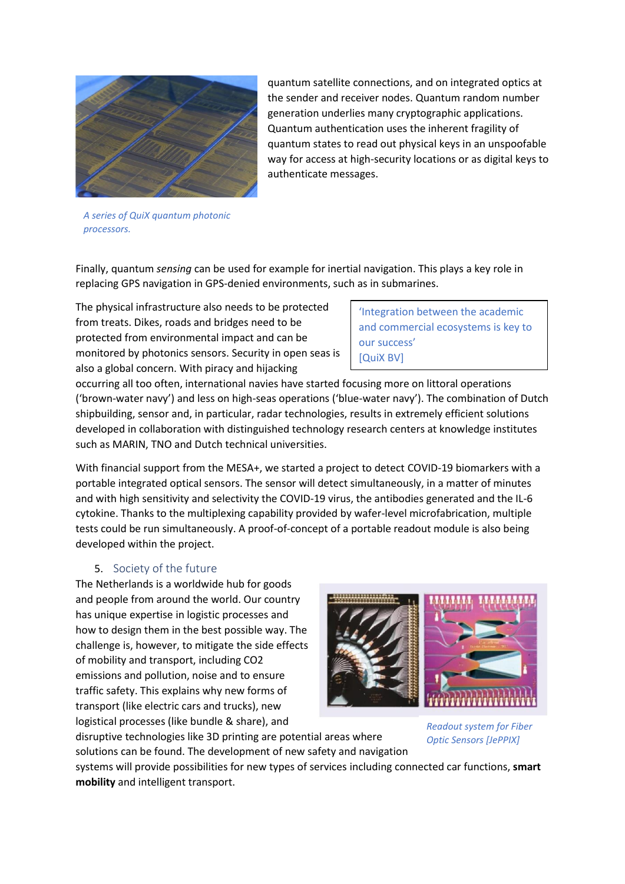quantum satellite connections, and on integrated optics at the sender and receiver nodes. Quantum random number generation underlies many cryptographic applications. Quantum authentication uses the inherent fragility of quantum states to read out physical keys in an unspoofable way for access at high-security locations or as digital keys to authenticate messages.

*A series of QuiX quantum photonic processors.*

Finally, quantum *sensing* can be used for example for inertial navigation. This plays a key role in replacing GPS navigation in GPS-denied environments, such as in submarines.

> 'Integration between the academic and commercial ecosystems is key to our success' [QuiX BV]

The physical infrastructure also needs to be protected from treats. Dikes, roads and bridges need to be protected from environmental impact and can be monitored by photonics sensors. Security in open seas is also a global concern. With piracy and hijacking occurring all too often, international navies have started focusing more on littoral operations ('brown-water navy') and less on high-seas operations ('blue-water navy'). The combination of Dutch shipbuilding, sensor and, in particular, radar technologies, results in extremely efficient solutions developed in collaboration with distinguished technology research centers at knowledge institutes such as MARIN, TNO and Dutch technical universities.

With financial support from the MESA+, we started a project to detect COVID-19 biomarkers with a portable integrated optical sensors. The sensor will detect simultaneously, in a matter of minutes and with high sensitivity and selectivity the COVID-19 virus, the antibodies generated and the IL-6 cytokine. Thanks to the multiplexing capability provided by wafer-level microfabrication, multiple tests could be run simultaneously. A proof-of-concept of a portable readout module is also being developed within the project.

## 5. Society of the future

The Netherlands is a worldwide hub for goods and people from around the world. Our country has unique expertise in logistic processes and how to design them in the best possible way. The challenge is, however, to mitigate the side effects of mobility and transport, including CO2 emissions and pollution, noise and to ensure traffic safety. This explains why new forms of transport (like electric cars and trucks), new logistical processes (like bundle & share), and disruptive technologies like 3D printing are potential areas where solutions can be found. The development of new safety and navigation systems will provide possibilities for new types of services including connected car functions, **smart mobility** and intelligent transport.

*Readout system for Fiber Optic Sensors [JePPIX]*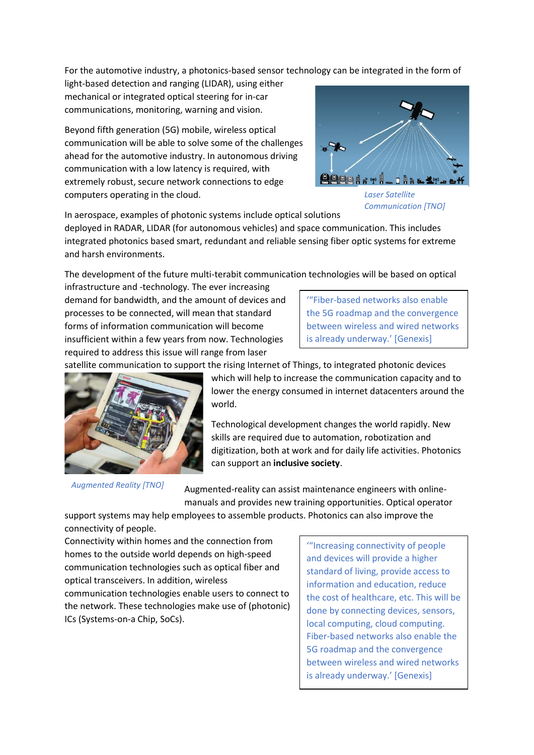For the automotive industry, a photonics-based sensor technology can be integrated in the form of light-based detection and ranging (LIDAR), using either mechanical or integrated optical steering for in-car communications, monitoring, warning and vision.

Beyond fifth generation (5G) mobile, wireless optical communication will be able to solve some of the challenges ahead for the automotive industry. In autonomous driving communication with a low latency is required, with extremely robust, secure network connections to edge computers operating in the cloud.

*Laser Satellite Communication [TNO]*

In aerospace, examples of photonic systems include optical solutions deployed in RADAR, LIDAR (for autonomous vehicles) and space communication. This includes integrated photonics based smart, redundant and reliable sensing fiber optic systems for extreme and harsh environments.

The development of the future multi-terabit communication technologies will be based on optical infrastructure and -technology. The ever increasing demand for bandwidth, and the amount of devices and processes to be connected, will mean that standard forms of information communication will become insufficient within a few years from now. Technologies required to address this issue will range from laser satellite communication to support the rising Internet of Things, to integrated photonic devices which will help to increase the communication capacity and to lower the energy consumed in internet datacenters around the world.

> '"Fiber-based networks also enable the 5G roadmap and the convergence between wireless and wired networks is already underway.' [Genexis]

Technological development changes the world rapidly. New skills are required due to automation, robotization and digitization, both at work and for daily life activities. Photonics can support an **inclusive society**.

*Augmented Reality [TNO]*

Augmented-reality can assist maintenance engineers with online-manuals and provides new training opportunities. Optical operator support systems may help employees to assemble products. Photonics can also improve the connectivity of people.

Connectivity within homes and the connection from homes to the outside world depends on high-speed communication technologies such as optical fiber and optical transceivers. In addition, wireless communication technologies enable users to connect to the network. These technologies make use of (photonic) ICs (Systems-on-a Chip, SoCs).

> '"Increasing connectivity of people and devices will provide a higher standard of living, provide access to information and education, reduce the cost of healthcare, etc. This will be done by connecting devices, sensors, local computing, cloud computing. Fiber-based networks also enable the 5G roadmap and the convergence between wireless and wired networks is already underway.' [Genexis]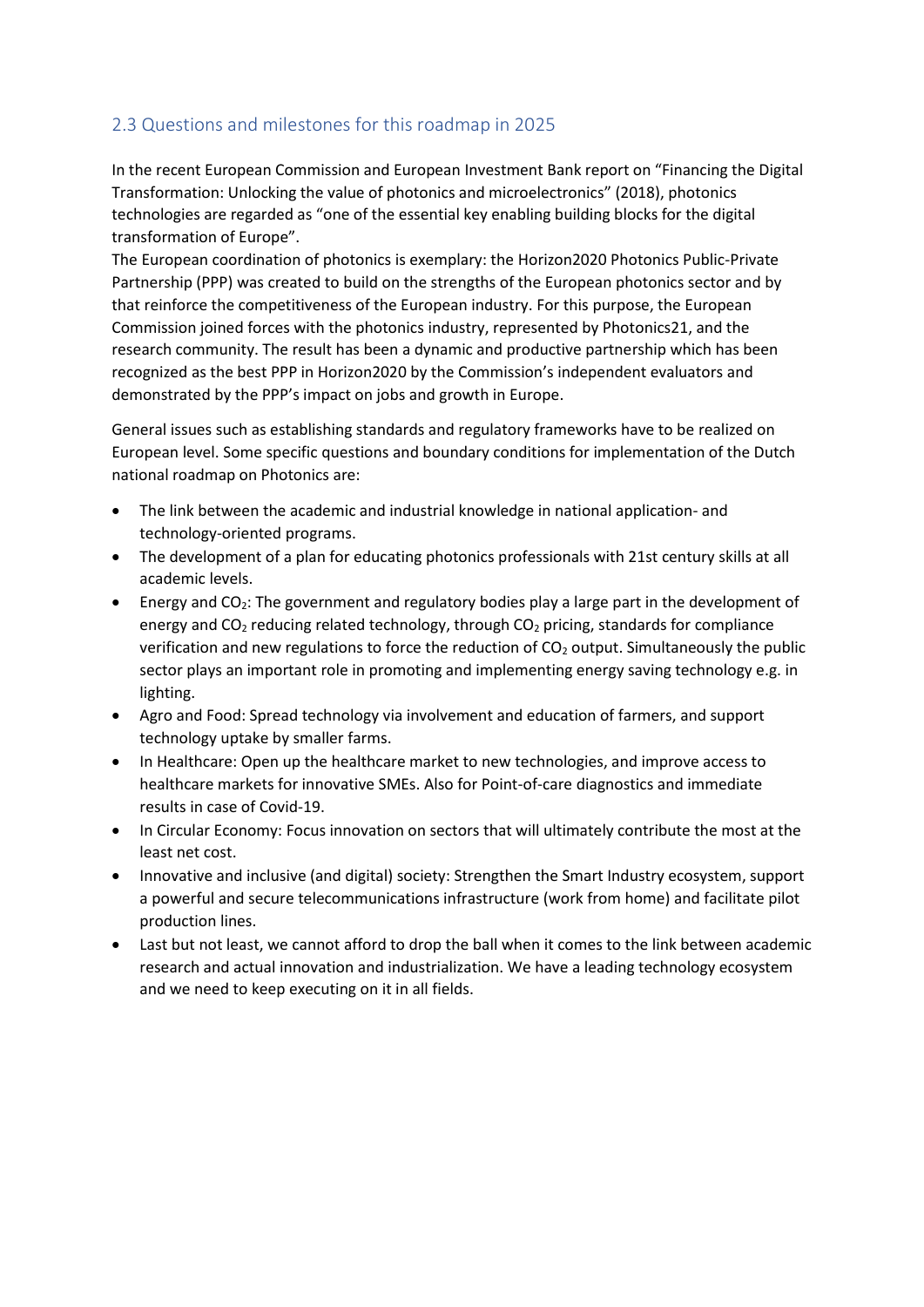## 2.3 Questions and milestones for this roadmap in 2025

In the recent European Commission and European Investment Bank report on "Financing the Digital Transformation: Unlocking the value of photonics and microelectronics" (2018), photonics technologies are regarded as "one of the essential key enabling building blocks for the digital transformation of Europe".

The European coordination of photonics is exemplary: the Horizon2020 Photonics Public-Private Partnership (PPP) was created to build on the strengths of the European photonics sector and by that reinforce the competitiveness of the European industry. For this purpose, the European Commission joined forces with the photonics industry, represented by Photonics21, and the research community. The result has been a dynamic and productive partnership which has been recognized as the best PPP in Horizon2020 by the Commission's independent evaluators and demonstrated by the PPP's impact on jobs and growth in Europe.

General issues such as establishing standards and regulatory frameworks have to be realized on European level. Some specific questions and boundary conditions for implementation of the Dutch national roadmap on Photonics are:

- The link between the academic and industrial knowledge in national application- and technology-oriented programs.
- The development of a plan for educating photonics professionals with 21st century skills at all academic levels.
- Energy and $CO_2$: The government and regulatory bodies play a large part in the development of energy and $CO_2$ reducing related technology, through $CO_2$ pricing, standards for compliance verification and new regulations to force the reduction of $CO_2$ output. Simultaneously the public sector plays an important role in promoting and implementing energy saving technology e.g. in lighting.
- Agro and Food: Spread technology via involvement and education of farmers, and support technology uptake by smaller farms.
- In Healthcare: Open up the healthcare market to new technologies, and improve access to healthcare markets for innovative SMEs. Also for Point-of-care diagnostics and immediate results in case of Covid-19.
- In Circular Economy: Focus innovation on sectors that will ultimately contribute the most at the least net cost.
- Innovative and inclusive (and digital) society: Strengthen the Smart Industry ecosystem, support a powerful and secure telecommunications infrastructure (work from home) and facilitate pilot production lines.
- Last but not least, we cannot afford to drop the ball when it comes to the link between academic research and actual innovation and industrialization. We have a leading technology ecosystem and we need to keep executing on it in all fields.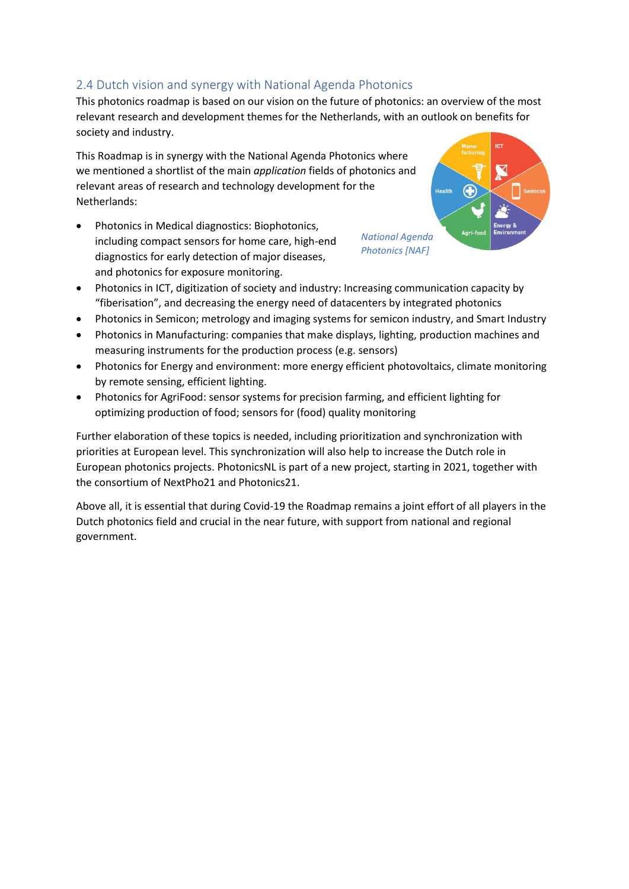## 2.4 Dutch vision and synergy with National Agenda Photonics

This photonics roadmap is based on our vision on the future of photonics: an overview of the most relevant research and development themes for the Netherlands, with an outlook on benefits for society and industry.

This Roadmap is in synergy with the National Agenda Photonics where we mentioned a shortlist of the main *application* fields of photonics and relevant areas of research and technology development for the Netherlands:

*National Agenda Photonics [NAF]*

- Photonics in Medical diagnostics: Biophotonics, including compact sensors for home care, high-end diagnostics for early detection of major diseases, and photonics for exposure monitoring.
- Photonics in ICT, digitization of society and industry: Increasing communication capacity by "fiberisation", and decreasing the energy need of datacenters by integrated photonics
- Photonics in Semicon; metrology and imaging systems for semicon industry, and Smart Industry
- Photonics in Manufacturing: companies that make displays, lighting, production machines and measuring instruments for the production process (e.g. sensors)
- Photonics for Energy and environment: more energy efficient photovoltaics, climate monitoring by remote sensing, efficient lighting.
- Photonics for AgriFood: sensor systems for precision farming, and efficient lighting for optimizing production of food; sensors for (food) quality monitoring

Further elaboration of these topics is needed, including prioritization and synchronization with priorities at European level. This synchronization will also help to increase the Dutch role in European photonics projects. PhotonicsNL is part of a new project, starting in 2021, together with the consortium of NextPho21 and Photonics21.

Above all, it is essential that during Covid-19 the Roadmap remains a joint effort of all players in the Dutch photonics field and crucial in the near future, with support from national and regional government.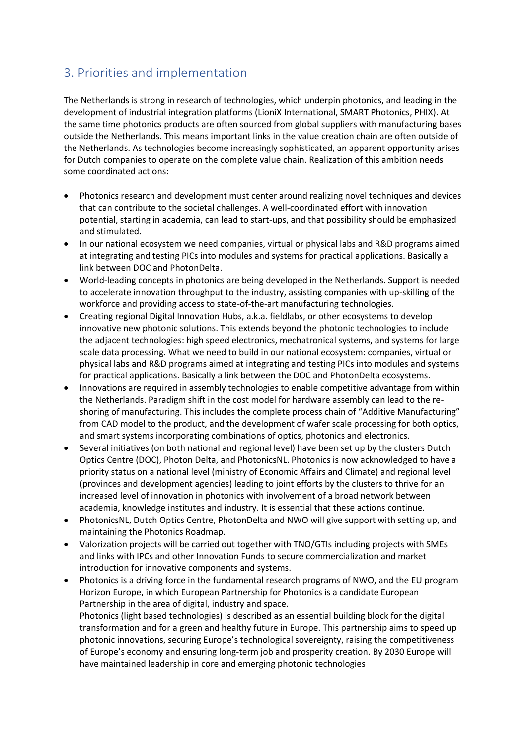## 3. Priorities and implementation

The Netherlands is strong in research of technologies, which underpin photonics, and leading in the development of industrial integration platforms (LioniX International, SMART Photonics, PHIX). At the same time photonics products are often sourced from global suppliers with manufacturing bases outside the Netherlands. This means important links in the value creation chain are often outside of the Netherlands. As technologies become increasingly sophisticated, an apparent opportunity arises for Dutch companies to operate on the complete value chain. Realization of this ambition needs some coordinated actions:

- Photonics research and development must center around realizing novel techniques and devices that can contribute to the societal challenges. A well-coordinated effort with innovation potential, starting in academia, can lead to start-ups, and that possibility should be emphasized and stimulated.
- In our national ecosystem we need companies, virtual or physical labs and R&D programs aimed at integrating and testing PICs into modules and systems for practical applications. Basically a link between DOC and PhotonDelta.
- World-leading concepts in photonics are being developed in the Netherlands. Support is needed to accelerate innovation throughput to the industry, assisting companies with up-skilling of the workforce and providing access to state-of-the-art manufacturing technologies.
- Creating regional Digital Innovation Hubs, a.k.a. fieldlabs, or other ecosystems to develop innovative new photonic solutions. This extends beyond the photonic technologies to include the adjacent technologies: high speed electronics, mechatronical systems, and systems for large scale data processing. What we need to build in our national ecosystem: companies, virtual or physical labs and R&D programs aimed at integrating and testing PICs into modules and systems for practical applications. Basically a link between the DOC and PhotonDelta ecosystems.
- Innovations are required in assembly technologies to enable competitive advantage from within the Netherlands. Paradigm shift in the cost model for hardware assembly can lead to the re-shoring of manufacturing. This includes the complete process chain of "Additive Manufacturing" from CAD model to the product, and the development of wafer scale processing for both optics, and smart systems incorporating combinations of optics, photonics and electronics.
- Several initiatives (on both national and regional level) have been set up by the clusters Dutch Optics Centre (DOC), Photon Delta, and PhotonicsNL. Photonics is now acknowledged to have a priority status on a national level (ministry of Economic Affairs and Climate) and regional level (provinces and development agencies) leading to joint efforts by the clusters to thrive for an increased level of innovation in photonics with involvement of a broad network between academia, knowledge institutes and industry. It is essential that these actions continue.
- PhotonicsNL, Dutch Optics Centre, PhotonDelta and NWO will give support with setting up, and maintaining the Photonics Roadmap.
- Valorization projects will be carried out together with TNO/GTIs including projects with SMEs and links with IPCs and other Innovation Funds to secure commercialization and market introduction for innovative components and systems.
- Photonics is a driving force in the fundamental research programs of NWO, and the EU program Horizon Europe, in which European Partnership for Photonics is a candidate European Partnership in the area of digital, industry and space.
  Photonics (light based technologies) is described as an essential building block for the digital transformation and for a green and healthy future in Europe. This partnership aims to speed up photonic innovations, securing Europe's technological sovereignty, raising the competitiveness of Europe's economy and ensuring long-term job and prosperity creation. By 2030 Europe will have maintained leadership in core and emerging photonic technologies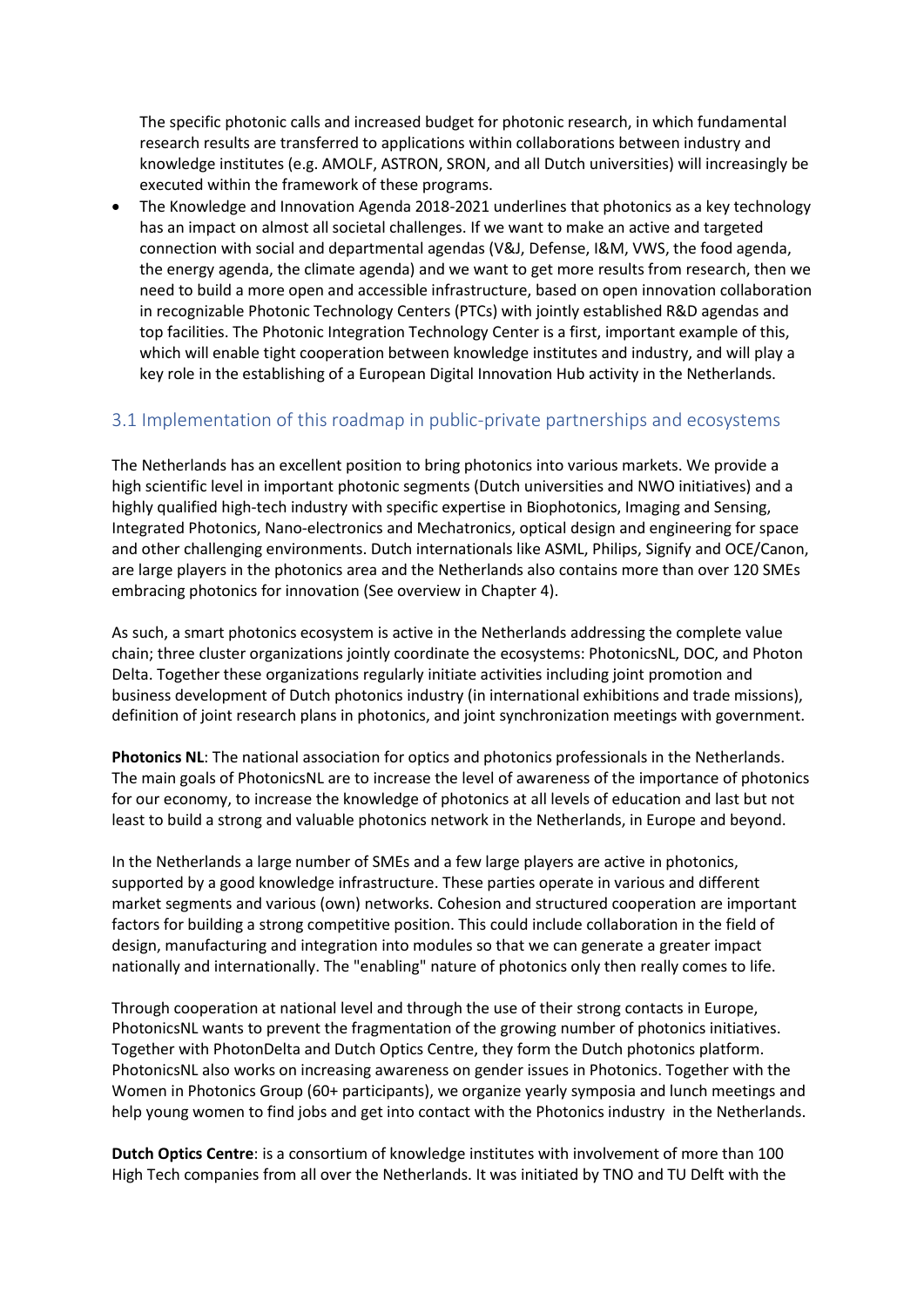The specific photonic calls and increased budget for photonic research, in which fundamental research results are transferred to applications within collaborations between industry and knowledge institutes (e.g. AMOLF, ASTRON, SRON, and all Dutch universities) will increasingly be executed within the framework of these programs.

- The Knowledge and Innovation Agenda 2018-2021 underlines that photonics as a key technology has an impact on almost all societal challenges. If we want to make an active and targeted connection with social and departmental agendas (V&J, Defense, I&M, VWS, the food agenda, the energy agenda, the climate agenda) and we want to get more results from research, then we need to build a more open and accessible infrastructure, based on open innovation collaboration in recognizable Photonic Technology Centers (PTCs) with jointly established R&D agendas and top facilities. The Photonic Integration Technology Center is a first, important example of this, which will enable tight cooperation between knowledge institutes and industry, and will play a key role in the establishing of a European Digital Innovation Hub activity in the Netherlands.

## 3.1 Implementation of this roadmap in public-private partnerships and ecosystems

The Netherlands has an excellent position to bring photonics into various markets. We provide a high scientific level in important photonic segments (Dutch universities and NWO initiatives) and a highly qualified high-tech industry with specific expertise in Biophotonics, Imaging and Sensing, Integrated Photonics, Nano-electronics and Mechatronics, optical design and engineering for space and other challenging environments. Dutch internationals like ASML, Philips, Signify and OCE/Canon, are large players in the photonics area and the Netherlands also contains more than over 120 SMEs embracing photonics for innovation (See overview in Chapter 4).

As such, a smart photonics ecosystem is active in the Netherlands addressing the complete value chain; three cluster organizations jointly coordinate the ecosystems: PhotonicsNL, DOC, and Photon Delta. Together these organizations regularly initiate activities including joint promotion and business development of Dutch photonics industry (in international exhibitions and trade missions), definition of joint research plans in photonics, and joint synchronization meetings with government.

**Photonics NL**: The national association for optics and photonics professionals in the Netherlands. The main goals of PhotonicsNL are to increase the level of awareness of the importance of photonics for our economy, to increase the knowledge of photonics at all levels of education and last but not least to build a strong and valuable photonics network in the Netherlands, in Europe and beyond.

In the Netherlands a large number of SMEs and a few large players are active in photonics, supported by a good knowledge infrastructure. These parties operate in various and different market segments and various (own) networks. Cohesion and structured cooperation are important factors for building a strong competitive position. This could include collaboration in the field of design, manufacturing and integration into modules so that we can generate a greater impact nationally and internationally. The "enabling" nature of photonics only then really comes to life.

Through cooperation at national level and through the use of their strong contacts in Europe, PhotonicsNL wants to prevent the fragmentation of the growing number of photonics initiatives. Together with PhotonDelta and Dutch Optics Centre, they form the Dutch photonics platform. PhotonicsNL also works on increasing awareness on gender issues in Photonics. Together with the Women in Photonics Group (60+ participants), we organize yearly symposia and lunch meetings and help young women to find jobs and get into contact with the Photonics industry in the Netherlands.

**Dutch Optics Centre**: is a consortium of knowledge institutes with involvement of more than 100 High Tech companies from all over the Netherlands. It was initiated by TNO and TU Delft with the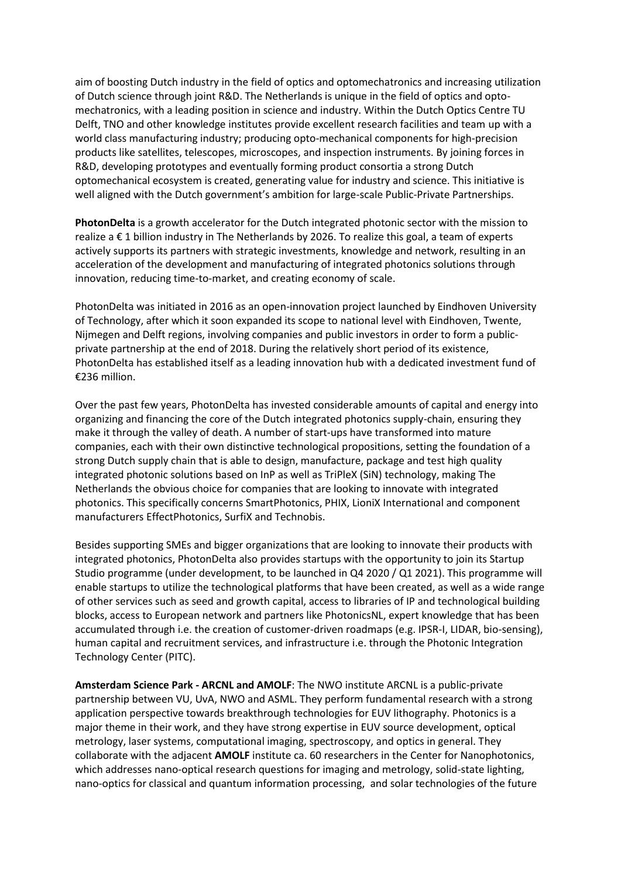aim of boosting Dutch industry in the field of optics and optomechatronics and increasing utilization of Dutch science through joint R&D. The Netherlands is unique in the field of optics and opto-mechatronics, with a leading position in science and industry. Within the Dutch Optics Centre TU Delft, TNO and other knowledge institutes provide excellent research facilities and team up with a world class manufacturing industry; producing opto-mechanical components for high-precision products like satellites, telescopes, microscopes, and inspection instruments. By joining forces in R&D, developing prototypes and eventually forming product consortia a strong Dutch optomechanical ecosystem is created, generating value for industry and science. This initiative is well aligned with the Dutch government's ambition for large-scale Public-Private Partnerships.

**PhotonDelta** is a growth accelerator for the Dutch integrated photonic sector with the mission to realize a € 1 billion industry in The Netherlands by 2026. To realize this goal, a team of experts actively supports its partners with strategic investments, knowledge and network, resulting in an acceleration of the development and manufacturing of integrated photonics solutions through innovation, reducing time-to-market, and creating economy of scale.

PhotonDelta was initiated in 2016 as an open-innovation project launched by Eindhoven University of Technology, after which it soon expanded its scope to national level with Eindhoven, Twente, Nijmegen and Delft regions, involving companies and public investors in order to form a public-private partnership at the end of 2018. During the relatively short period of its existence, PhotonDelta has established itself as a leading innovation hub with a dedicated investment fund of €236 million.

Over the past few years, PhotonDelta has invested considerable amounts of capital and energy into organizing and financing the core of the Dutch integrated photonics supply-chain, ensuring they make it through the valley of death. A number of start-ups have transformed into mature companies, each with their own distinctive technological propositions, setting the foundation of a strong Dutch supply chain that is able to design, manufacture, package and test high quality integrated photonic solutions based on InP as well as TriPleX (SiN) technology, making The Netherlands the obvious choice for companies that are looking to innovate with integrated photonics. This specifically concerns SmartPhotonics, PHIX, LioniX International and component manufacturers EffectPhotonics, SurfiX and Technobis.

Besides supporting SMEs and bigger organizations that are looking to innovate their products with integrated photonics, PhotonDelta also provides startups with the opportunity to join its Startup Studio programme (under development, to be launched in Q4 2020 / Q1 2021). This programme will enable startups to utilize the technological platforms that have been created, as well as a wide range of other services such as seed and growth capital, access to libraries of IP and technological building blocks, access to European network and partners like PhotonicsNL, expert knowledge that has been accumulated through i.e. the creation of customer-driven roadmaps (e.g. IPSR-I, LIDAR, bio-sensing), human capital and recruitment services, and infrastructure i.e. through the Photonic Integration Technology Center (PITC).

**Amsterdam Science Park - ARCNL and AMOLF**: The NWO institute ARCNL is a public-private partnership between VU, UvA, NWO and ASML. They perform fundamental research with a strong application perspective towards breakthrough technologies for EUV lithography. Photonics is a major theme in their work, and they have strong expertise in EUV source development, optical metrology, laser systems, computational imaging, spectroscopy, and optics in general. They collaborate with the adjacent **AMOLF** institute ca. 60 researchers in the Center for Nanophotonics, which addresses nano-optical research questions for imaging and metrology, solid-state lighting, nano-optics for classical and quantum information processing, and solar technologies of the future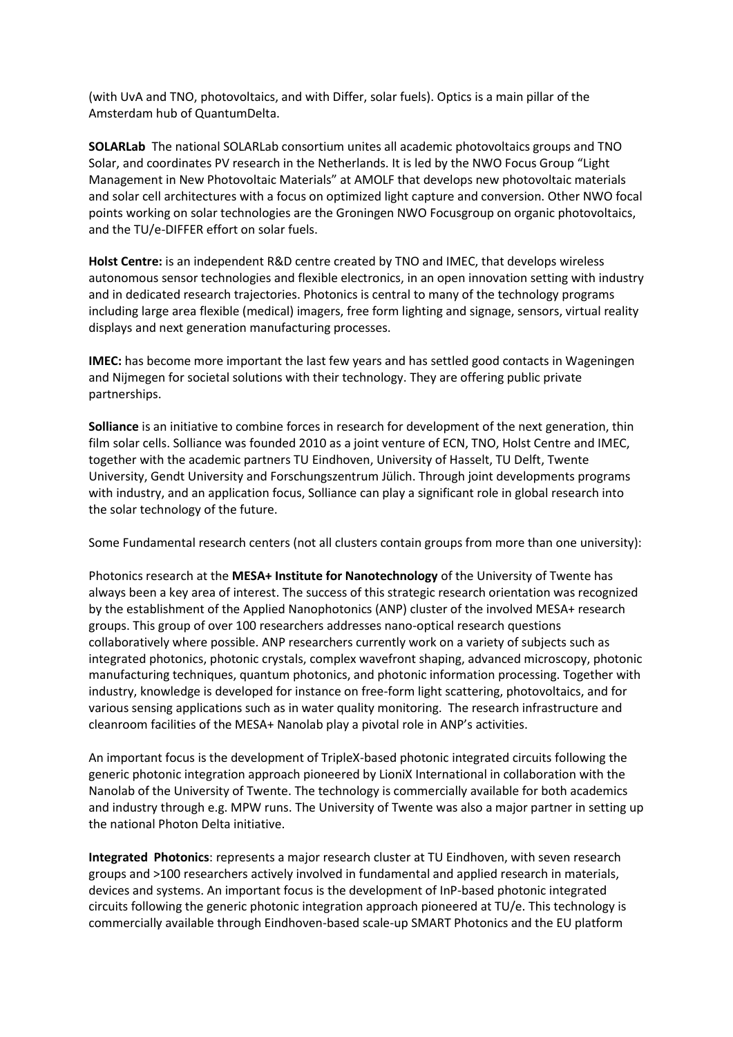(with UvA and TNO, photovoltaics, and with Differ, solar fuels). Optics is a main pillar of the Amsterdam hub of QuantumDelta.

**SOLARLab** The national SOLARLab consortium unites all academic photovoltaics groups and TNO Solar, and coordinates PV research in the Netherlands. It is led by the NWO Focus Group "Light Management in New Photovoltaic Materials" at AMOLF that develops new photovoltaic materials and solar cell architectures with a focus on optimized light capture and conversion. Other NWO focal points working on solar technologies are the Groningen NWO Focusgroup on organic photovoltaics, and the TU/e-DIFFER effort on solar fuels.

**Holst Centre:** is an independent R&D centre created by TNO and IMEC, that develops wireless autonomous sensor technologies and flexible electronics, in an open innovation setting with industry and in dedicated research trajectories. Photonics is central to many of the technology programs including large area flexible (medical) imagers, free form lighting and signage, sensors, virtual reality displays and next generation manufacturing processes.

**IMEC:** has become more important the last few years and has settled good contacts in Wageningen and Nijmegen for societal solutions with their technology. They are offering public private partnerships.

**Solliance** is an initiative to combine forces in research for development of the next generation, thin film solar cells. Solliance was founded 2010 as a joint venture of ECN, TNO, Holst Centre and IMEC, together with the academic partners TU Eindhoven, University of Hasselt, TU Delft, Twente University, Gendt University and Forschungszentrum Jülich. Through joint developments programs with industry, and an application focus, Solliance can play a significant role in global research into the solar technology of the future.

Some Fundamental research centers (not all clusters contain groups from more than one university):

Photonics research at the **MESA+ Institute for Nanotechnology** of the University of Twente has always been a key area of interest. The success of this strategic research orientation was recognized by the establishment of the Applied Nanophotonics (ANP) cluster of the involved MESA+ research groups. This group of over 100 researchers addresses nano-optical research questions collaboratively where possible. ANP researchers currently work on a variety of subjects such as integrated photonics, photonic crystals, complex wavefront shaping, advanced microscopy, photonic manufacturing techniques, quantum photonics, and photonic information processing. Together with industry, knowledge is developed for instance on free-form light scattering, photovoltaics, and for various sensing applications such as in water quality monitoring. The research infrastructure and cleanroom facilities of the MESA+ Nanolab play a pivotal role in ANP's activities.

An important focus is the development of TripleX-based photonic integrated circuits following the generic photonic integration approach pioneered by LioniX International in collaboration with the Nanolab of the University of Twente. The technology is commercially available for both academics and industry through e.g. MPW runs. The University of Twente was also a major partner in setting up the national Photon Delta initiative.

**Integrated Photonics**: represents a major research cluster at TU Eindhoven, with seven research groups and >100 researchers actively involved in fundamental and applied research in materials, devices and systems. An important focus is the development of InP-based photonic integrated circuits following the generic photonic integration approach pioneered at TU/e. This technology is commercially available through Eindhoven-based scale-up SMART Photonics and the EU platform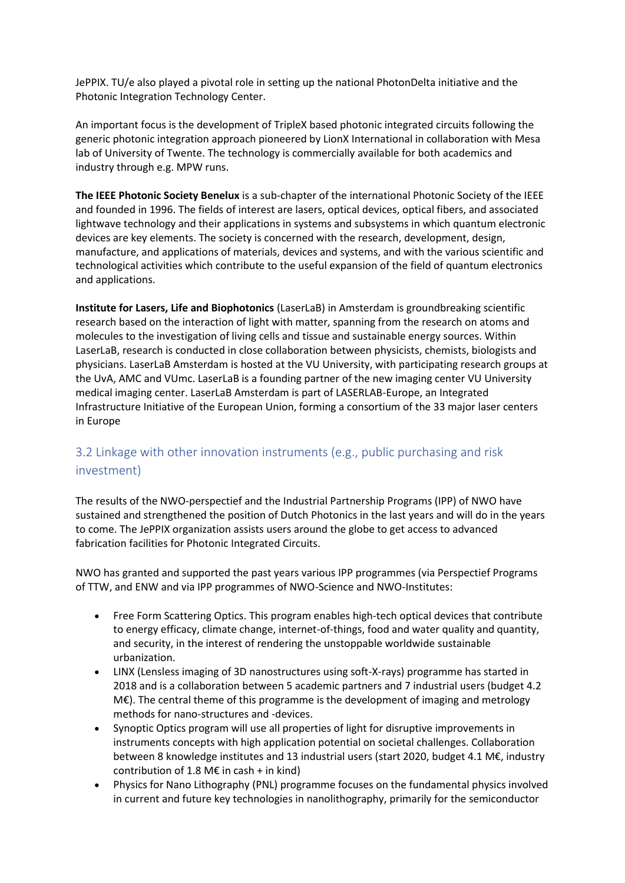JePPIX. TU/e also played a pivotal role in setting up the national PhotonDelta initiative and the Photonic Integration Technology Center.

An important focus is the development of TripleX based photonic integrated circuits following the generic photonic integration approach pioneered by LionX International in collaboration with Mesa lab of University of Twente. The technology is commercially available for both academics and industry through e.g. MPW runs.

**The IEEE Photonic Society Benelux** is a sub-chapter of the international Photonic Society of the IEEE and founded in 1996. The fields of interest are lasers, optical devices, optical fibers, and associated lightwave technology and their applications in systems and subsystems in which quantum electronic devices are key elements. The society is concerned with the research, development, design, manufacture, and applications of materials, devices and systems, and with the various scientific and technological activities which contribute to the useful expansion of the field of quantum electronics and applications.

**Institute for Lasers, Life and Biophotonics** (LaserLaB) in Amsterdam is groundbreaking scientific research based on the interaction of light with matter, spanning from the research on atoms and molecules to the investigation of living cells and tissue and sustainable energy sources. Within LaserLaB, research is conducted in close collaboration between physicists, chemists, biologists and physicians. LaserLaB Amsterdam is hosted at the VU University, with participating research groups at the UvA, AMC and VUmc. LaserLaB is a founding partner of the new imaging center VU University medical imaging center. LaserLaB Amsterdam is part of LASERLAB-Europe, an Integrated Infrastructure Initiative of the European Union, forming a consortium of the 33 major laser centers in Europe

## 3.2 Linkage with other innovation instruments (e.g., public purchasing and risk investment)

The results of the NWO-perspectief and the Industrial Partnership Programs (IPP) of NWO have sustained and strengthened the position of Dutch Photonics in the last years and will do in the years to come. The JePPIX organization assists users around the globe to get access to advanced fabrication facilities for Photonic Integrated Circuits.

NWO has granted and supported the past years various IPP programmes (via Perspectief Programs of TTW, and ENW and via IPP programmes of NWO-Science and NWO-Institutes:

- Free Form Scattering Optics. This program enables high-tech optical devices that contribute to energy efficacy, climate change, internet-of-things, food and water quality and quantity, and security, in the interest of rendering the unstoppable worldwide sustainable urbanization.
- LINX (Lensless imaging of 3D nanostructures using soft-X-rays) programme has started in 2018 and is a collaboration between 5 academic partners and 7 industrial users (budget 4.2 M€). The central theme of this programme is the development of imaging and metrology methods for nano-structures and -devices.
- Synoptic Optics program will use all properties of light for disruptive improvements in instruments concepts with high application potential on societal challenges. Collaboration between 8 knowledge institutes and 13 industrial users (start 2020, budget 4.1 M€, industry contribution of 1.8 M€ in cash + in kind)
- Physics for Nano Lithography (PNL) programme focuses on the fundamental physics involved in current and future key technologies in nanolithography, primarily for the semiconductor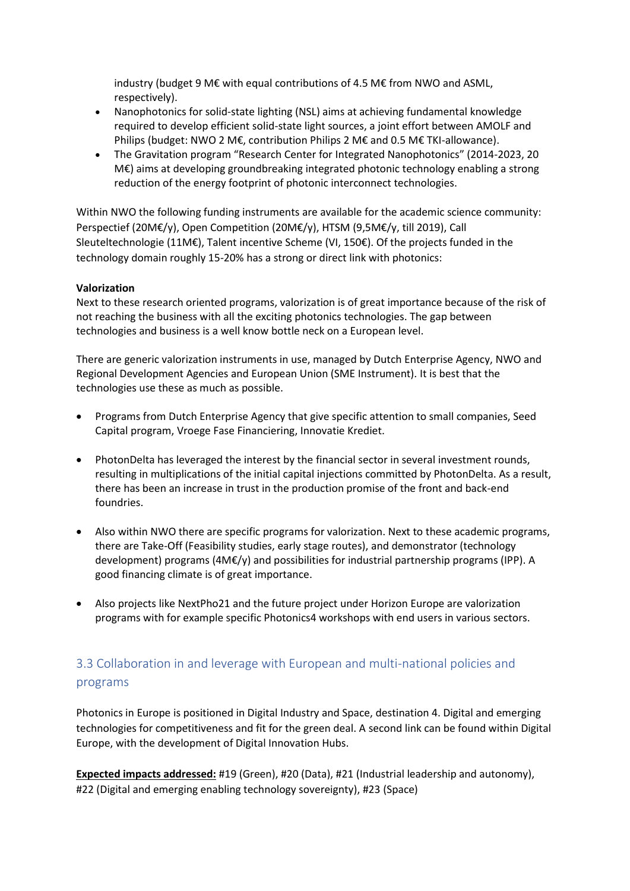industry (budget 9 M€ with equal contributions of 4.5 M€ from NWO and ASML, respectively).

- Nanophotonics for solid-state lighting (NSL) aims at achieving fundamental knowledge required to develop efficient solid-state light sources, a joint effort between AMOLF and Philips (budget: NWO 2 M€, contribution Philips 2 M€ and 0.5 M€ TKI-allowance).
- The Gravitation program "Research Center for Integrated Nanophotonics" (2014-2023, 20 M€) aims at developing groundbreaking integrated photonic technology enabling a strong reduction of the energy footprint of photonic interconnect technologies.

Within NWO the following funding instruments are available for the academic science community: Perspectief (20M€/y), Open Competition (20M€/y), HTSM (9,5M€/y, till 2019), Call Sleuteltechnologie (11M€), Talent incentive Scheme (VI, 150€). Of the projects funded in the technology domain roughly 15-20% has a strong or direct link with photonics:

**Valorization**

Next to these research oriented programs, valorization is of great importance because of the risk of not reaching the business with all the exciting photonics technologies. The gap between technologies and business is a well know bottle neck on a European level.

There are generic valorization instruments in use, managed by Dutch Enterprise Agency, NWO and Regional Development Agencies and European Union (SME Instrument). It is best that the technologies use these as much as possible.

- Programs from Dutch Enterprise Agency that give specific attention to small companies, Seed Capital program, Vroege Fase Financiering, Innovatie Krediet.

- PhotonDelta has leveraged the interest by the financial sector in several investment rounds, resulting in multiplications of the initial capital injections committed by PhotonDelta. As a result, there has been an increase in trust in the production promise of the front and back-end foundries.

- Also within NWO there are specific programs for valorization. Next to these academic programs, there are Take-Off (Feasibility studies, early stage routes), and demonstrator (technology development) programs (4M€/y) and possibilities for industrial partnership programs (IPP). A good financing climate is of great importance.

- Also projects like NextPho21 and the future project under Horizon Europe are valorization programs with for example specific Photonics4 workshops with end users in various sectors.

## 3.3 Collaboration in and leverage with European and multi-national policies and programs

Photonics in Europe is positioned in Digital Industry and Space, destination 4. Digital and emerging technologies for competitiveness and fit for the green deal. A second link can be found within Digital Europe, with the development of Digital Innovation Hubs.

**Expected impacts addressed:** #19 (Green), #20 (Data), #21 (Industrial leadership and autonomy), #22 (Digital and emerging enabling technology sovereignty), #23 (Space)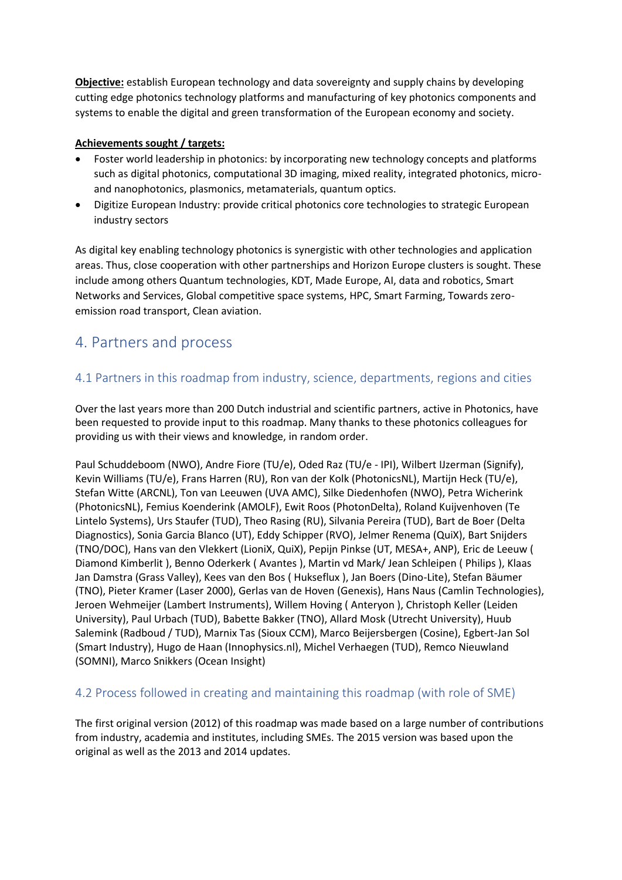**Objective:** establish European technology and data sovereignty and supply chains by developing cutting edge photonics technology platforms and manufacturing of key photonics components and systems to enable the digital and green transformation of the European economy and society.

**Achievements sought / targets:**

- Foster world leadership in photonics: by incorporating new technology concepts and platforms such as digital photonics, computational 3D imaging, mixed reality, integrated photonics, micro- and nanophotonics, plasmonics, metamaterials, quantum optics.
- Digitize European Industry: provide critical photonics core technologies to strategic European industry sectors

As digital key enabling technology photonics is synergistic with other technologies and application areas. Thus, close cooperation with other partnerships and Horizon Europe clusters is sought. These include among others Quantum technologies, KDT, Made Europe, AI, data and robotics, Smart Networks and Services, Global competitive space systems, HPC, Smart Farming, Towards zero-emission road transport, Clean aviation.

# 4. Partners and process

## 4.1 Partners in this roadmap from industry, science, departments, regions and cities

Over the last years more than 200 Dutch industrial and scientific partners, active in Photonics, have been requested to provide input to this roadmap. Many thanks to these photonics colleagues for providing us with their views and knowledge, in random order.

Paul Schuddeboom (NWO), Andre Fiore (TU/e), Oded Raz (TU/e - IPI), Wilbert IJzerman (Signify), Kevin Williams (TU/e), Frans Harren (RU), Ron van der Kolk (PhotonicsNL), Martijn Heck (TU/e), Stefan Witte (ARCNL), Ton van Leeuwen (UVA AMC), Silke Diedenhofen (NWO), Petra Wicherink (PhotonicsNL), Femius Koenderink (AMOLF), Ewit Roos (PhotonDelta), Roland Kuijvenhoven (Te Lintelo Systems), Urs Staufer (TUD), Theo Rasing (RU), Silvania Pereira (TUD), Bart de Boer (Delta Diagnostics), Sonia Garcia Blanco (UT), Eddy Schipper (RVO), Jelmer Renema (QuiX), Bart Snijders (TNO/DOC), Hans van den Vlekkert (LioniX, QuiX), Pepijn Pinkse (UT, MESA+, ANP), Eric de Leeuw ( Diamond Kimberlit ), Benno Oderkerk ( Avantes ), Martin vd Mark/ Jean Schleipen ( Philips ), Klaas Jan Damstra (Grass Valley), Kees van den Bos ( Hukseflux ), Jan Boers (Dino-Lite), Stefan Bäumer (TNO), Pieter Kramer (Laser 2000), Gerlas van de Hoven (Genexis), Hans Naus (Camlin Technologies), Jeroen Wehmeijer (Lambert Instruments), Willem Hoving ( Anteryon ), Christoph Keller (Leiden University), Paul Urbach (TUD), Babette Bakker (TNO), Allard Mosk (Utrecht University), Huub Salemink (Radboud / TUD), Marnix Tas (Sioux CCM), Marco Beijersbergen (Cosine), Egbert-Jan Sol (Smart Industry), Hugo de Haan (Innophysics.nl), Michel Verhaegen (TUD), Remco Nieuwland (SOMNI), Marco Snikkers (Ocean Insight)

## 4.2 Process followed in creating and maintaining this roadmap (with role of SME)

The first original version (2012) of this roadmap was made based on a large number of contributions from industry, academia and institutes, including SMEs. The 2015 version was based upon the original as well as the 2013 and 2014 updates.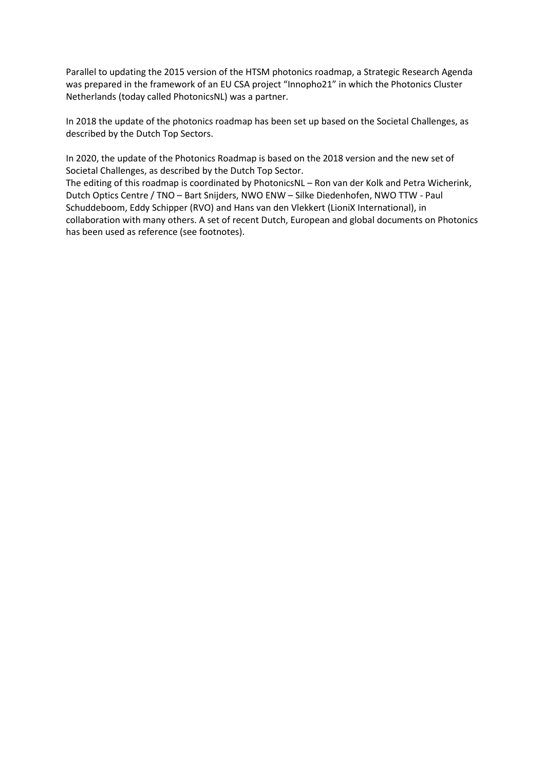Parallel to updating the 2015 version of the HTSM photonics roadmap, a Strategic Research Agenda was prepared in the framework of an EU CSA project "Innopho21" in which the Photonics Cluster Netherlands (today called PhotonicsNL) was a partner.

In 2018 the update of the photonics roadmap has been set up based on the Societal Challenges, as described by the Dutch Top Sectors.

In 2020, the update of the Photonics Roadmap is based on the 2018 version and the new set of Societal Challenges, as described by the Dutch Top Sector.
The editing of this roadmap is coordinated by PhotonicsNL – Ron van der Kolk and Petra Wicherink, Dutch Optics Centre / TNO – Bart Snijders, NWO ENW – Silke Diedenhofen, NWO TTW - Paul Schuddeboom, Eddy Schipper (RVO) and Hans van den Vlekkert (LioniX International), in collaboration with many others. A set of recent Dutch, European and global documents on Photonics has been used as reference (see footnotes).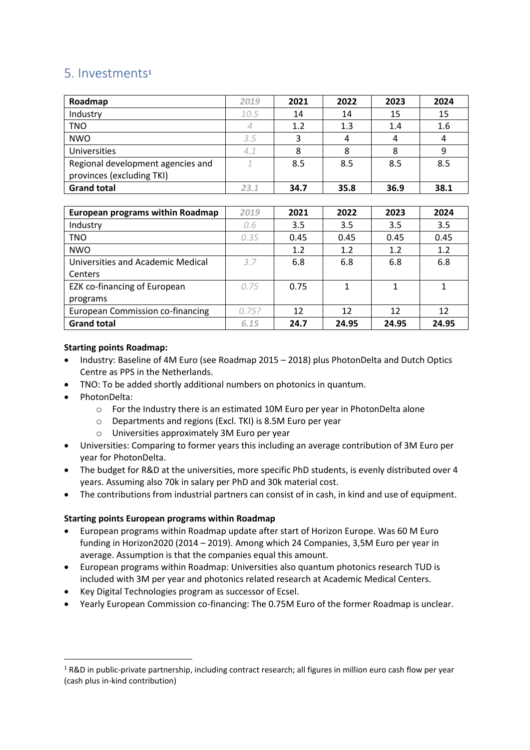## 5. Investments[1]

| Roadmap | 2019 | 2021 | 2022 | 2023 | 2024 |
|---|---|---|---|---|---|
| Industry | 10.5 | 14 | 14 | 15 | 15 |
| TNO | 4 | 1.2 | 1.3 | 1.4 | 1.6 |
| NWO | 3.5 | 3 | 4 | 4 | 4 |
| Universities | 4.1 | 8 | 8 | 8 | 9 |
| Regional development agencies and provinces (excluding TKI) | 1 | 8.5 | 8.5 | 8.5 | 8.5 |
| **Grand total** | 23.1 | **34.7** | **35.8** | **36.9** | **38.1** |

| European programs within Roadmap | 2019 | 2021 | 2022 | 2023 | 2024 |
|---|---|---|---|---|---|
| Industry | 0.6 | 3.5 | 3.5 | 3.5 | 3.5 |
| TNO | 0.35 | 0.45 | 0.45 | 0.45 | 0.45 |
| NWO | | 1.2 | 1.2 | 1.2 | 1.2 |
| Universities and Academic Medical Centers | 3.7 | 6.8 | 6.8 | 6.8 | 6.8 |
| EZK co-financing of European programs | 0.75 | 0.75 | 1 | 1 | 1 |
| European Commission co-financing | 0.75? | 12 | 12 | 12 | 12 |
| **Grand total** | 6.15 | **24.7** | **24.95** | **24.95** | **24.95** |

**Starting points Roadmap:**

- Industry: Baseline of 4M Euro (see Roadmap 2015 – 2018) plus PhotonDelta and Dutch Optics Centre as PPS in the Netherlands.
- TNO: To be added shortly additional numbers on photonics in quantum.
- PhotonDelta:
  - For the Industry there is an estimated 10M Euro per year in PhotonDelta alone
  - Departments and regions (Excl. TKI) is 8.5M Euro per year
  - Universities approximately 3M Euro per year
- Universities: Comparing to former years this including an average contribution of 3M Euro per year for PhotonDelta.
- The budget for R&D at the universities, more specific PhD students, is evenly distributed over 4 years. Assuming also 70k in salary per PhD and 30k material cost.
- The contributions from industrial partners can consist of in cash, in kind and use of equipment.

**Starting points European programs within Roadmap**

- European programs within Roadmap update after start of Horizon Europe. Was 60 M Euro funding in Horizon2020 (2014 – 2019). Among which 24 Companies, 3,5M Euro per year in average. Assumption is that the companies equal this amount.
- European programs within Roadmap: Universities also quantum photonics research TUD is included with 3M per year and photonics related research at Academic Medical Centers.
- Key Digital Technologies program as successor of Ecsel.
- Yearly European Commission co-financing: The 0.75M Euro of the former Roadmap is unclear.

[1] R&D in public-private partnership, including contract research; all figures in million euro cash flow per year (cash plus in-kind contribution)